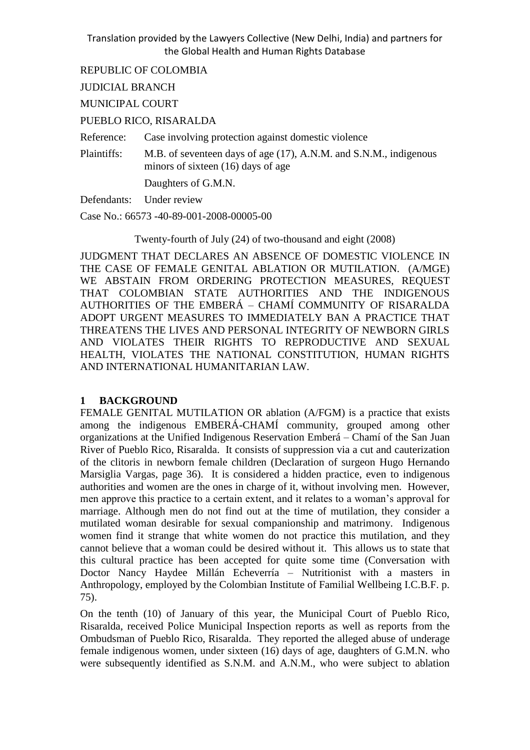Translation provided by the Lawyers Collective (New Delhi, India) and partners for the Global Health and Human Rights Database

REPUBLIC OF COLOMBIA

JUDICIAL BRANCH

MUNICIPAL COURT

PUEBLO RICO, RISARALDA

Reference: Case involving protection against domestic violence

Plaintiffs: M.B. of seventeen days of age (17), A.N.M. and S.N.M., indigenous minors of sixteen (16) days of age

Daughters of G.M.N.

Defendants: Under review

Case No.: 66573 -40-89-001-2008-00005-00

Twenty-fourth of July (24) of two-thousand and eight (2008)

JUDGMENT THAT DECLARES AN ABSENCE OF DOMESTIC VIOLENCE IN THE CASE OF FEMALE GENITAL ABLATION OR MUTILATION. (A/MGE) WE ABSTAIN FROM ORDERING PROTECTION MEASURES, REQUEST THAT COLOMBIAN STATE AUTHORITIES AND THE INDIGENOUS AUTHORITIES OF THE EMBERÁ – CHAMÍ COMMUNITY OF RISARALDA ADOPT URGENT MEASURES TO IMMEDIATELY BAN A PRACTICE THAT THREATENS THE LIVES AND PERSONAL INTEGRITY OF NEWBORN GIRLS AND VIOLATES THEIR RIGHTS TO REPRODUCTIVE AND SEXUAL HEALTH, VIOLATES THE NATIONAL CONSTITUTION, HUMAN RIGHTS AND INTERNATIONAL HUMANITARIAN LAW.

## 1 BACKGROUND

FEMALE GENITAL MUTILATION OR ablation (A/FGM) is a practice that exists among the indigenous EMBERÁ-CHAMÍ community, grouped among other organizations at the Unified Indigenous Reservation Emberá – Chamí of the San Juan River of Pueblo Rico, Risaralda. It consists of suppression via a cut and cauterization of the clitoris in newborn female children (Declaration of surgeon Hugo Hernando Marsiglia Vargas, page 36). It is considered a hidden practice, even to indigenous authorities and women are the ones in charge of it, without involving men. However, men approve this practice to a certain extent, and it relates to a woman's approval for marriage. Although men do not find out at the time of mutilation, they consider a mutilated woman desirable for sexual companionship and matrimony. Indigenous women find it strange that white women do not practice this mutilation, and they cannot believe that a woman could be desired without it. This allows us to state that this cultural practice has been accepted for quite some time (Conversation with Doctor Nancy Haydee Millán Echeverría – Nutritionist with a masters in Anthropology, employed by the Colombian Institute of Familial Wellbeing I.C.B.F. p. 75).

On the tenth (10) of January of this year, the Municipal Court of Pueblo Rico, Risaralda, received Police Municipal Inspection reports as well as reports from the Ombudsman of Pueblo Rico, Risaralda. They reported the alleged abuse of underage female indigenous women, under sixteen (16) days of age, daughters of G.M.N. who were subsequently identified as S.N.M. and A.N.M., who were subject to ablation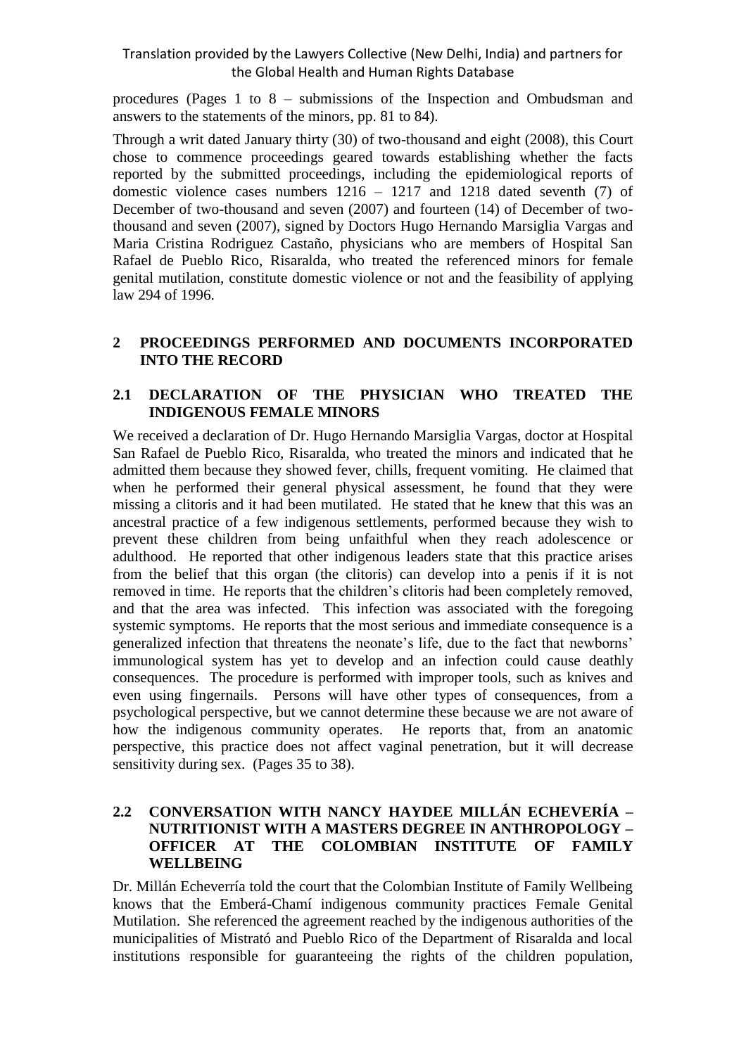procedures (Pages 1 to 8 – submissions of the Inspection and Ombudsman and answers to the statements of the minors, pp. 81 to 84).

Through a writ dated January thirty (30) of two-thousand and eight (2008), this Court chose to commence proceedings geared towards establishing whether the facts reported by the submitted proceedings, including the epidemiological reports of domestic violence cases numbers 1216 – 1217 and 1218 dated seventh (7) of December of two-thousand and seven (2007) and fourteen (14) of December of two-thousand and seven (2007), signed by Doctors Hugo Hernando Marsiglia Vargas and Maria Cristina Rodriguez Castaño, physicians who are members of Hospital San Rafael de Pueblo Rico, Risaralda, who treated the referenced minors for female genital mutilation, constitute domestic violence or not and the feasibility of applying law 294 of 1996.

## 2 PROCEEDINGS PERFORMED AND DOCUMENTS INCORPORATED INTO THE RECORD

### 2.1 DECLARATION OF THE PHYSICIAN WHO TREATED THE INDIGENOUS FEMALE MINORS

We received a declaration of Dr. Hugo Hernando Marsiglia Vargas, doctor at Hospital San Rafael de Pueblo Rico, Risaralda, who treated the minors and indicated that he admitted them because they showed fever, chills, frequent vomiting. He claimed that when he performed their general physical assessment, he found that they were missing a clitoris and it had been mutilated. He stated that he knew that this was an ancestral practice of a few indigenous settlements, performed because they wish to prevent these children from being unfaithful when they reach adolescence or adulthood. He reported that other indigenous leaders state that this practice arises from the belief that this organ (the clitoris) can develop into a penis if it is not removed in time. He reports that the children's clitoris had been completely removed, and that the area was infected. This infection was associated with the foregoing systemic symptoms. He reports that the most serious and immediate consequence is a generalized infection that threatens the neonate's life, due to the fact that newborns' immunological system has yet to develop and an infection could cause deathly consequences. The procedure is performed with improper tools, such as knives and even using fingernails. Persons will have other types of consequences, from a psychological perspective, but we cannot determine these because we are not aware of how the indigenous community operates. He reports that, from an anatomic perspective, this practice does not affect vaginal penetration, but it will decrease sensitivity during sex. (Pages 35 to 38).

### 2.2 CONVERSATION WITH NANCY HAYDEE MILLÁN ECHEVERÍA – NUTRITIONIST WITH A MASTERS DEGREE IN ANTHROPOLOGY – OFFICER AT THE COLOMBIAN INSTITUTE OF FAMILY WELLBEING

Dr. Millán Echeverría told the court that the Colombian Institute of Family Wellbeing knows that the Emberá-Chamí indigenous community practices Female Genital Mutilation. She referenced the agreement reached by the indigenous authorities of the municipalities of Mistrató and Pueblo Rico of the Department of Risaralda and local institutions responsible for guaranteeing the rights of the children population,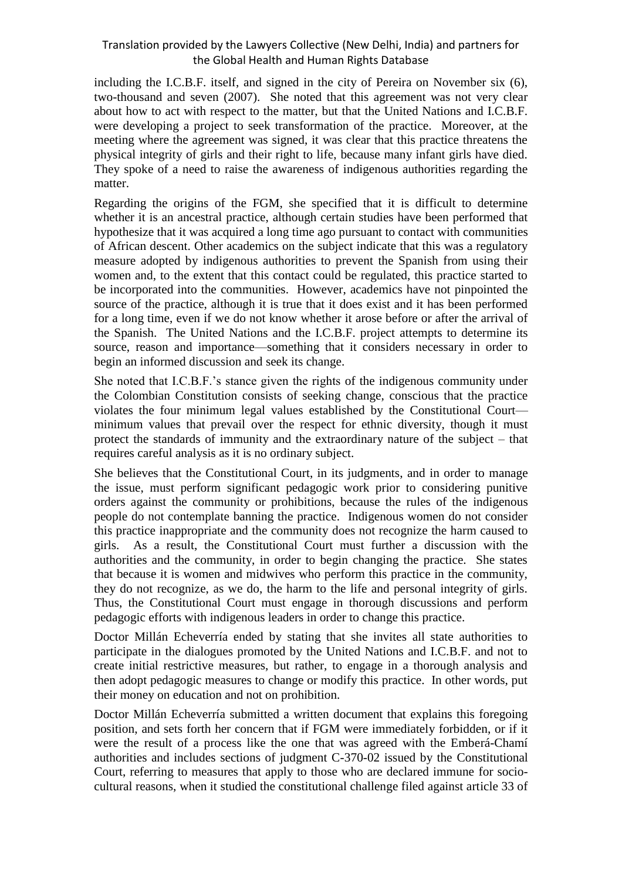including the I.C.B.F. itself, and signed in the city of Pereira on November six (6), two-thousand and seven (2007). She noted that this agreement was not very clear about how to act with respect to the matter, but that the United Nations and I.C.B.F. were developing a project to seek transformation of the practice. Moreover, at the meeting where the agreement was signed, it was clear that this practice threatens the physical integrity of girls and their right to life, because many infant girls have died. They spoke of a need to raise the awareness of indigenous authorities regarding the matter.

Regarding the origins of the FGM, she specified that it is difficult to determine whether it is an ancestral practice, although certain studies have been performed that hypothesize that it was acquired a long time ago pursuant to contact with communities of African descent. Other academics on the subject indicate that this was a regulatory measure adopted by indigenous authorities to prevent the Spanish from using their women and, to the extent that this contact could be regulated, this practice started to be incorporated into the communities. However, academics have not pinpointed the source of the practice, although it is true that it does exist and it has been performed for a long time, even if we do not know whether it arose before or after the arrival of the Spanish. The United Nations and the I.C.B.F. project attempts to determine its source, reason and importance—something that it considers necessary in order to begin an informed discussion and seek its change.

She noted that I.C.B.F.'s stance given the rights of the indigenous community under the Colombian Constitution consists of seeking change, conscious that the practice violates the four minimum legal values established by the Constitutional Court—minimum values that prevail over the respect for ethnic diversity, though it must protect the standards of immunity and the extraordinary nature of the subject – that requires careful analysis as it is no ordinary subject.

She believes that the Constitutional Court, in its judgments, and in order to manage the issue, must perform significant pedagogic work prior to considering punitive orders against the community or prohibitions, because the rules of the indigenous people do not contemplate banning the practice. Indigenous women do not consider this practice inappropriate and the community does not recognize the harm caused to girls. As a result, the Constitutional Court must further a discussion with the authorities and the community, in order to begin changing the practice. She states that because it is women and midwives who perform this practice in the community, they do not recognize, as we do, the harm to the life and personal integrity of girls. Thus, the Constitutional Court must engage in thorough discussions and perform pedagogic efforts with indigenous leaders in order to change this practice.

Doctor Millán Echeverría ended by stating that she invites all state authorities to participate in the dialogues promoted by the United Nations and I.C.B.F. and not to create initial restrictive measures, but rather, to engage in a thorough analysis and then adopt pedagogic measures to change or modify this practice. In other words, put their money on education and not on prohibition.

Doctor Millán Echeverría submitted a written document that explains this foregoing position, and sets forth her concern that if FGM were immediately forbidden, or if it were the result of a process like the one that was agreed with the Emberá-Chamí authorities and includes sections of judgment C-370-02 issued by the Constitutional Court, referring to measures that apply to those who are declared immune for socio-cultural reasons, when it studied the constitutional challenge filed against article 33 of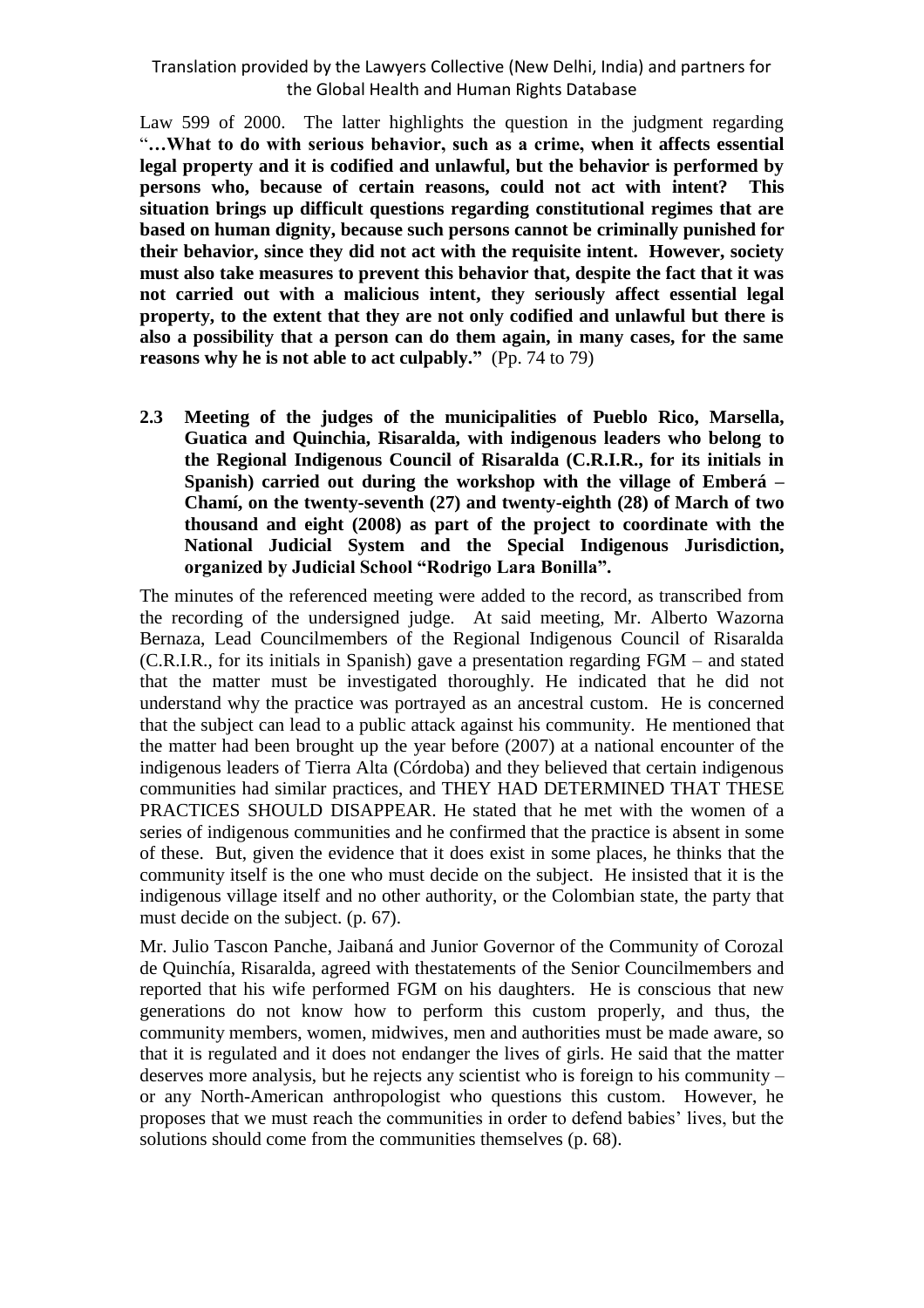Law 599 of 2000. The latter highlights the question in the judgment regarding "**…What to do with serious behavior, such as a crime, when it affects essential legal property and it is codified and unlawful, but the behavior is performed by persons who, because of certain reasons, could not act with intent? This situation brings up difficult questions regarding constitutional regimes that are based on human dignity, because such persons cannot be criminally punished for their behavior, since they did not act with the requisite intent. However, society must also take measures to prevent this behavior that, despite the fact that it was not carried out with a malicious intent, they seriously affect essential legal property, to the extent that they are not only codified and unlawful but there is also a possibility that a person can do them again, in many cases, for the same reasons why he is not able to act culpably.**" (Pp. 74 to 79)

**2.3 Meeting of the judges of the municipalities of Pueblo Rico, Marsella, Guatica and Quinchia, Risaralda, with indigenous leaders who belong to the Regional Indigenous Council of Risaralda (C.R.I.R., for its initials in Spanish) carried out during the workshop with the village of Emberá – Chamí, on the twenty-seventh (27) and twenty-eighth (28) of March of two thousand and eight (2008) as part of the project to coordinate with the National Judicial System and the Special Indigenous Jurisdiction, organized by Judicial School "Rodrigo Lara Bonilla".**

The minutes of the referenced meeting were added to the record, as transcribed from the recording of the undersigned judge. At said meeting, Mr. Alberto Wazorna Bernaza, Lead Councilmembers of the Regional Indigenous Council of Risaralda (C.R.I.R., for its initials in Spanish) gave a presentation regarding FGM – and stated that the matter must be investigated thoroughly. He indicated that he did not understand why the practice was portrayed as an ancestral custom. He is concerned that the subject can lead to a public attack against his community. He mentioned that the matter had been brought up the year before (2007) at a national encounter of the indigenous leaders of Tierra Alta (Córdoba) and they believed that certain indigenous communities had similar practices, and THEY HAD DETERMINED THAT THESE PRACTICES SHOULD DISAPPEAR. He stated that he met with the women of a series of indigenous communities and he confirmed that the practice is absent in some of these. But, given the evidence that it does exist in some places, he thinks that the community itself is the one who must decide on the subject. He insisted that it is the indigenous village itself and no other authority, or the Colombian state, the party that must decide on the subject. (p. 67).

Mr. Julio Tascon Panche, Jaibaná and Junior Governor of the Community of Corozal de Quinchía, Risaralda, agreed with thestatements of the Senior Councilmembers and reported that his wife performed FGM on his daughters. He is conscious that new generations do not know how to perform this custom properly, and thus, the community members, women, midwives, men and authorities must be made aware, so that it is regulated and it does not endanger the lives of girls. He said that the matter deserves more analysis, but he rejects any scientist who is foreign to his community – or any North-American anthropologist who questions this custom. However, he proposes that we must reach the communities in order to defend babies' lives, but the solutions should come from the communities themselves (p. 68).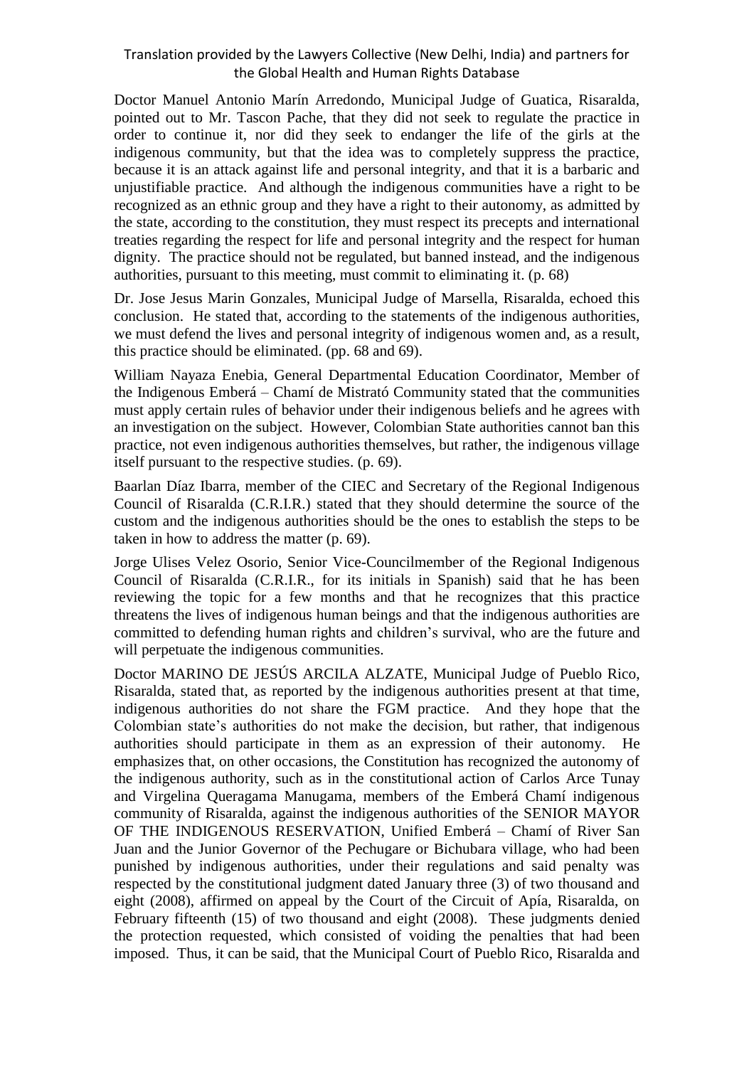Doctor Manuel Antonio Marín Arredondo, Municipal Judge of Guatica, Risaralda, pointed out to Mr. Tascon Pache, that they did not seek to regulate the practice in order to continue it, nor did they seek to endanger the life of the girls at the indigenous community, but that the idea was to completely suppress the practice, because it is an attack against life and personal integrity, and that it is a barbaric and unjustifiable practice. And although the indigenous communities have a right to be recognized as an ethnic group and they have a right to their autonomy, as admitted by the state, according to the constitution, they must respect its precepts and international treaties regarding the respect for life and personal integrity and the respect for human dignity. The practice should not be regulated, but banned instead, and the indigenous authorities, pursuant to this meeting, must commit to eliminating it. (p. 68)

Dr. Jose Jesus Marin Gonzales, Municipal Judge of Marsella, Risaralda, echoed this conclusion. He stated that, according to the statements of the indigenous authorities, we must defend the lives and personal integrity of indigenous women and, as a result, this practice should be eliminated. (pp. 68 and 69).

William Nayaza Enebia, General Departmental Education Coordinator, Member of the Indigenous Emberá – Chamí de Mistrató Community stated that the communities must apply certain rules of behavior under their indigenous beliefs and he agrees with an investigation on the subject. However, Colombian State authorities cannot ban this practice, not even indigenous authorities themselves, but rather, the indigenous village itself pursuant to the respective studies. (p. 69).

Baarlan Díaz Ibarra, member of the CIEC and Secretary of the Regional Indigenous Council of Risaralda (C.R.I.R.) stated that they should determine the source of the custom and the indigenous authorities should be the ones to establish the steps to be taken in how to address the matter (p. 69).

Jorge Ulises Velez Osorio, Senior Vice-Councilmember of the Regional Indigenous Council of Risaralda (C.R.I.R., for its initials in Spanish) said that he has been reviewing the topic for a few months and that he recognizes that this practice threatens the lives of indigenous human beings and that the indigenous authorities are committed to defending human rights and children's survival, who are the future and will perpetuate the indigenous communities.

Doctor MARINO DE JESÚS ARCILA ALZATE, Municipal Judge of Pueblo Rico, Risaralda, stated that, as reported by the indigenous authorities present at that time, indigenous authorities do not share the FGM practice. And they hope that the Colombian state's authorities do not make the decision, but rather, that indigenous authorities should participate in them as an expression of their autonomy. He emphasizes that, on other occasions, the Constitution has recognized the autonomy of the indigenous authority, such as in the constitutional action of Carlos Arce Tunay and Virgelina Queragama Manugama, members of the Emberá Chamí indigenous community of Risaralda, against the indigenous authorities of the SENIOR MAYOR OF THE INDIGENOUS RESERVATION, Unified Emberá – Chamí of River San Juan and the Junior Governor of the Pechugare or Bichubara village, who had been punished by indigenous authorities, under their regulations and said penalty was respected by the constitutional judgment dated January three (3) of two thousand and eight (2008), affirmed on appeal by the Court of the Circuit of Apía, Risaralda, on February fifteenth (15) of two thousand and eight (2008). These judgments denied the protection requested, which consisted of voiding the penalties that had been imposed. Thus, it can be said, that the Municipal Court of Pueblo Rico, Risaralda and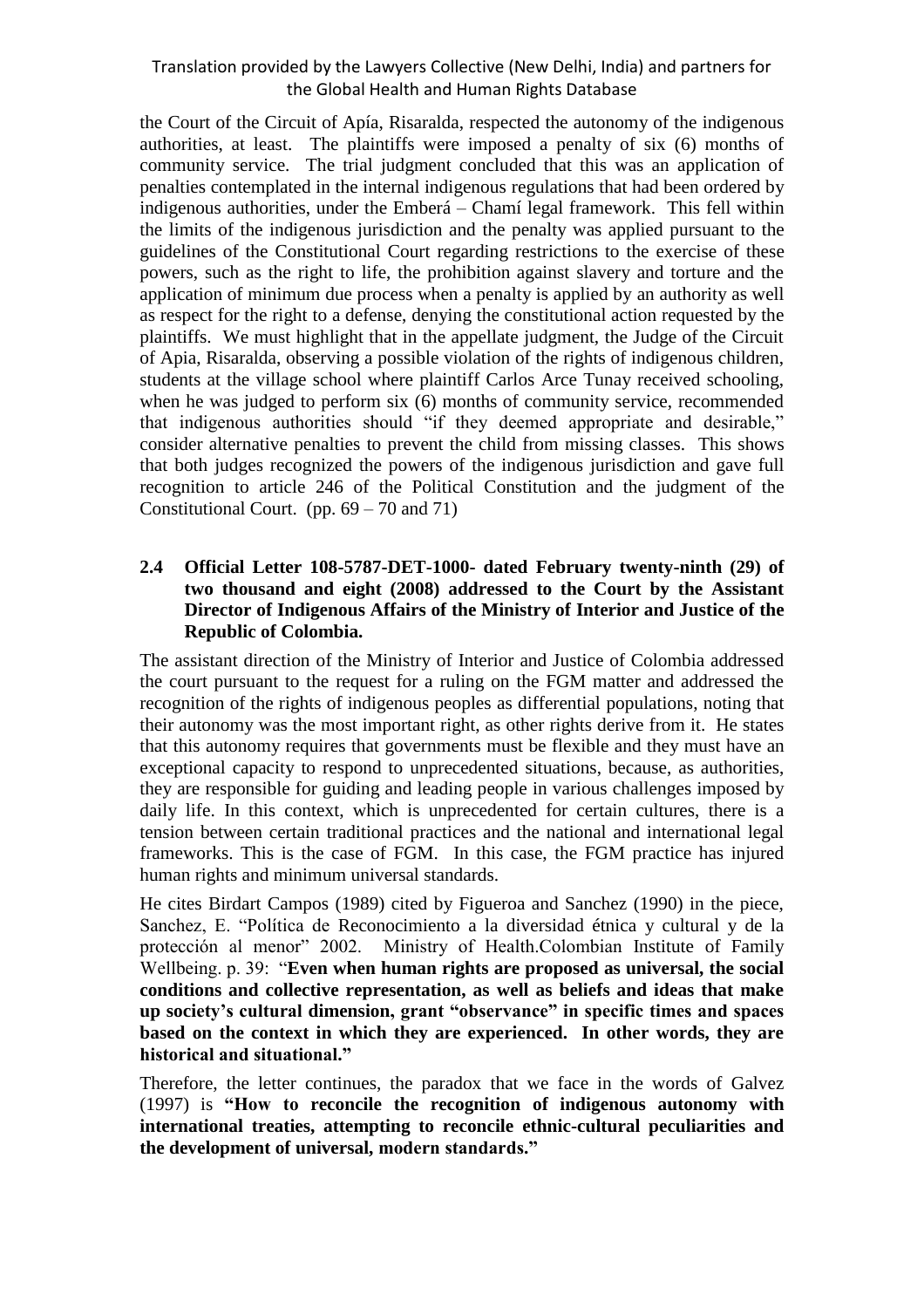the Court of the Circuit of Apía, Risaralda, respected the autonomy of the indigenous authorities, at least. The plaintiffs were imposed a penalty of six (6) months of community service. The trial judgment concluded that this was an application of penalties contemplated in the internal indigenous regulations that had been ordered by indigenous authorities, under the Emberá – Chamí legal framework. This fell within the limits of the indigenous jurisdiction and the penalty was applied pursuant to the guidelines of the Constitutional Court regarding restrictions to the exercise of these powers, such as the right to life, the prohibition against slavery and torture and the application of minimum due process when a penalty is applied by an authority as well as respect for the right to a defense, denying the constitutional action requested by the plaintiffs. We must highlight that in the appellate judgment, the Judge of the Circuit of Apia, Risaralda, observing a possible violation of the rights of indigenous children, students at the village school where plaintiff Carlos Arce Tunay received schooling, when he was judged to perform six (6) months of community service, recommended that indigenous authorities should "if they deemed appropriate and desirable," consider alternative penalties to prevent the child from missing classes. This shows that both judges recognized the powers of the indigenous jurisdiction and gave full recognition to article 246 of the Political Constitution and the judgment of the Constitutional Court. (pp. 69 – 70 and 71)

### 2.4 Official Letter 108-5787-DET-1000- dated February twenty-ninth (29) of two thousand and eight (2008) addressed to the Court by the Assistant Director of Indigenous Affairs of the Ministry of Interior and Justice of the Republic of Colombia.

The assistant direction of the Ministry of Interior and Justice of Colombia addressed the court pursuant to the request for a ruling on the FGM matter and addressed the recognition of the rights of indigenous peoples as differential populations, noting that their autonomy was the most important right, as other rights derive from it. He states that this autonomy requires that governments must be flexible and they must have an exceptional capacity to respond to unprecedented situations, because, as authorities, they are responsible for guiding and leading people in various challenges imposed by daily life. In this context, which is unprecedented for certain cultures, there is a tension between certain traditional practices and the national and international legal frameworks. This is the case of FGM. In this case, the FGM practice has injured human rights and minimum universal standards.

He cites Birdart Campos (1989) cited by Figueroa and Sanchez (1990) in the piece, Sanchez, E. "Política de Reconocimiento a la diversidad étnica y cultural y de la protección al menor" 2002. Ministry of Health.Colombian Institute of Family Wellbeing. p. 39: "**Even when human rights are proposed as universal, the social conditions and collective representation, as well as beliefs and ideas that make up society's cultural dimension, grant "observance" in specific times and spaces based on the context in which they are experienced. In other words, they are historical and situational.**"

Therefore, the letter continues, the paradox that we face in the words of Galvez (1997) is **"How to reconcile the recognition of indigenous autonomy with international treaties, attempting to reconcile ethnic-cultural peculiarities and the development of universal, modern standards."**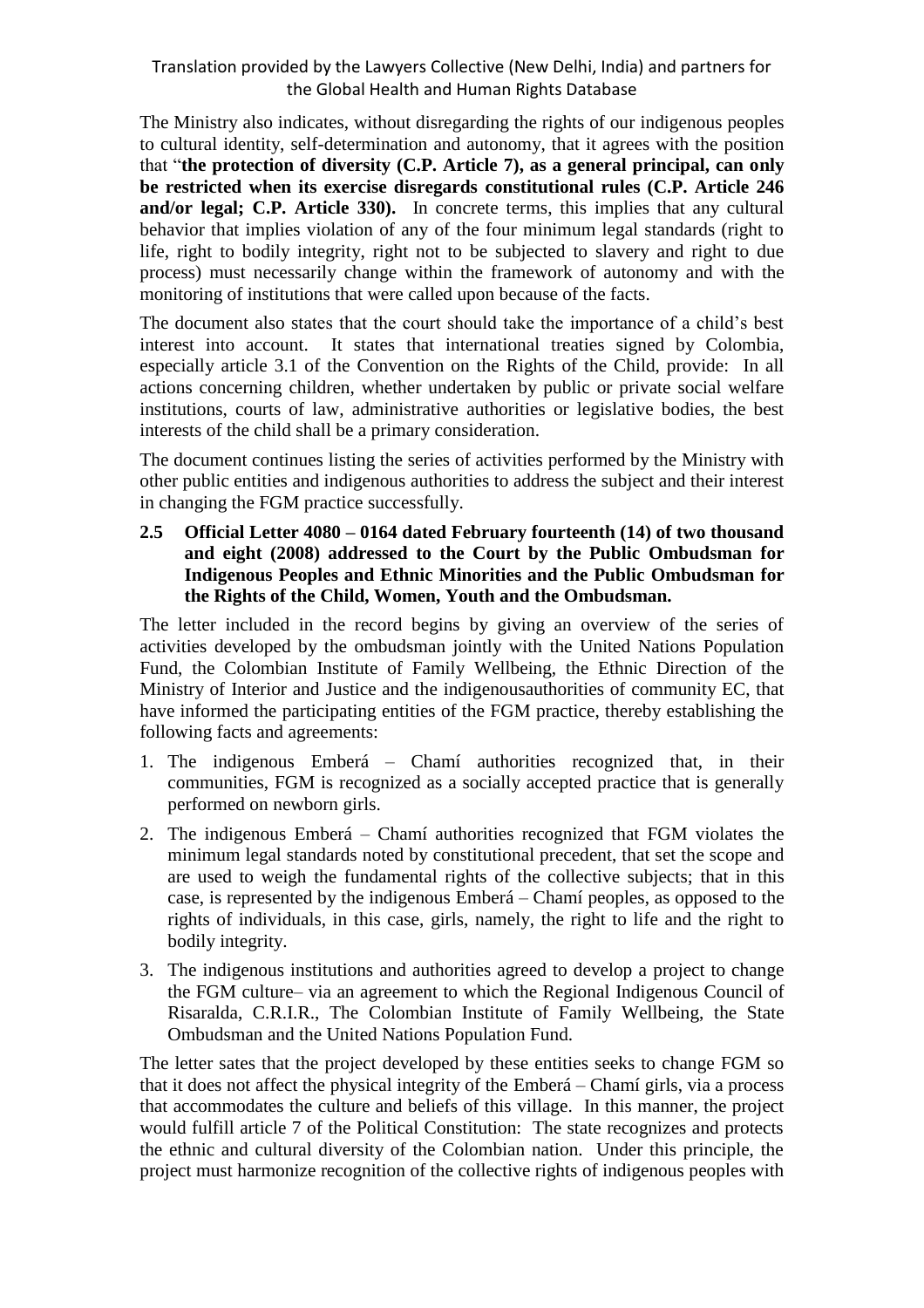The Ministry also indicates, without disregarding the rights of our indigenous peoples to cultural identity, self-determination and autonomy, that it agrees with the position that "**the protection of diversity (C.P. Article 7), as a general principal, can only be restricted when its exercise disregards constitutional rules (C.P. Article 246 and/or legal; C.P. Article 330).** In concrete terms, this implies that any cultural behavior that implies violation of any of the four minimum legal standards (right to life, right to bodily integrity, right not to be subjected to slavery and right to due process) must necessarily change within the framework of autonomy and with the monitoring of institutions that were called upon because of the facts.

The document also states that the court should take the importance of a child's best interest into account. It states that international treaties signed by Colombia, especially article 3.1 of the Convention on the Rights of the Child, provide: In all actions concerning children, whether undertaken by public or private social welfare institutions, courts of law, administrative authorities or legislative bodies, the best interests of the child shall be a primary consideration.

The document continues listing the series of activities performed by the Ministry with other public entities and indigenous authorities to address the subject and their interest in changing the FGM practice successfully.

**2.5 Official Letter 4080 – 0164 dated February fourteenth (14) of two thousand and eight (2008) addressed to the Court by the Public Ombudsman for Indigenous Peoples and Ethnic Minorities and the Public Ombudsman for the Rights of the Child, Women, Youth and the Ombudsman.**

The letter included in the record begins by giving an overview of the series of activities developed by the ombudsman jointly with the United Nations Population Fund, the Colombian Institute of Family Wellbeing, the Ethnic Direction of the Ministry of Interior and Justice and the indigenousauthorities of community EC, that have informed the participating entities of the FGM practice, thereby establishing the following facts and agreements:

1. The indigenous Emberá – Chamí authorities recognized that, in their communities, FGM is recognized as a socially accepted practice that is generally performed on newborn girls.
2. The indigenous Emberá – Chamí authorities recognized that FGM violates the minimum legal standards noted by constitutional precedent, that set the scope and are used to weigh the fundamental rights of the collective subjects; that in this case, is represented by the indigenous Emberá – Chamí peoples, as opposed to the rights of individuals, in this case, girls, namely, the right to life and the right to bodily integrity.
3. The indigenous institutions and authorities agreed to develop a project to change the FGM culture– via an agreement to which the Regional Indigenous Council of Risaralda, C.R.I.R., The Colombian Institute of Family Wellbeing, the State Ombudsman and the United Nations Population Fund.

The letter sates that the project developed by these entities seeks to change FGM so that it does not affect the physical integrity of the Emberá – Chamí girls, via a process that accommodates the culture and beliefs of this village. In this manner, the project would fulfill article 7 of the Political Constitution: The state recognizes and protects the ethnic and cultural diversity of the Colombian nation. Under this principle, the project must harmonize recognition of the collective rights of indigenous peoples with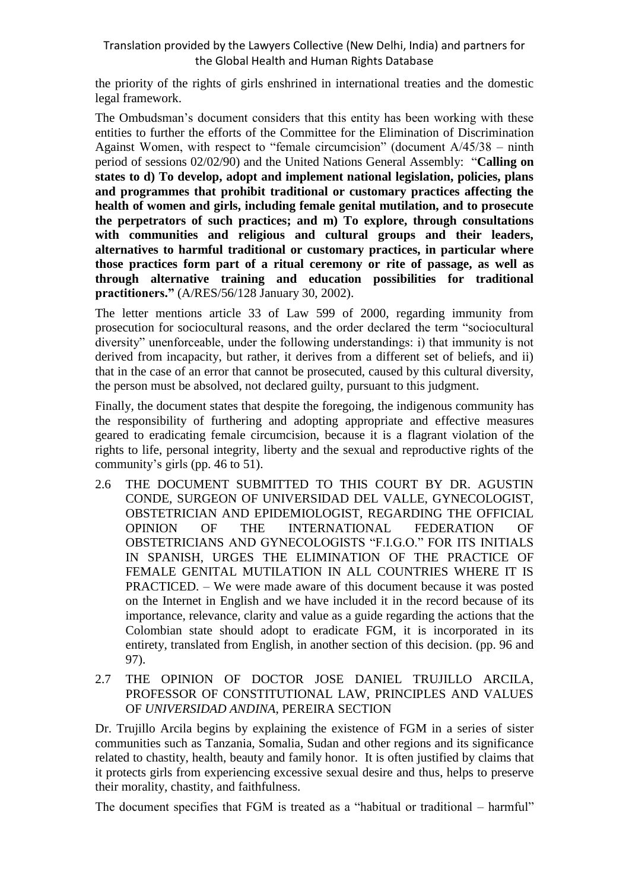the priority of the rights of girls enshrined in international treaties and the domestic legal framework.

The Ombudsman's document considers that this entity has been working with these entities to further the efforts of the Committee for the Elimination of Discrimination Against Women, with respect to "female circumcision" (document A/45/38 – ninth period of sessions 02/02/90) and the United Nations General Assembly: "**Calling on states to d) To develop, adopt and implement national legislation, policies, plans and programmes that prohibit traditional or customary practices affecting the health of women and girls, including female genital mutilation, and to prosecute the perpetrators of such practices; and m) To explore, through consultations with communities and religious and cultural groups and their leaders, alternatives to harmful traditional or customary practices, in particular where those practices form part of a ritual ceremony or rite of passage, as well as through alternative training and education possibilities for traditional practitioners."** (A/RES/56/128 January 30, 2002).

The letter mentions article 33 of Law 599 of 2000, regarding immunity from prosecution for sociocultural reasons, and the order declared the term "sociocultural diversity" unenforceable, under the following understandings: i) that immunity is not derived from incapacity, but rather, it derives from a different set of beliefs, and ii) that in the case of an error that cannot be prosecuted, caused by this cultural diversity, the person must be absolved, not declared guilty, pursuant to this judgment.

Finally, the document states that despite the foregoing, the indigenous community has the responsibility of furthering and adopting appropriate and effective measures geared to eradicating female circumcision, because it is a flagrant violation of the rights to life, personal integrity, liberty and the sexual and reproductive rights of the community's girls (pp. 46 to 51).

2.6 THE DOCUMENT SUBMITTED TO THIS COURT BY DR. AGUSTIN CONDE, SURGEON OF UNIVERSIDAD DEL VALLE, GYNECOLOGIST, OBSTETRICIAN AND EPIDEMIOLOGIST, REGARDING THE OFFICIAL OPINION OF THE INTERNATIONAL FEDERATION OF OBSTETRICIANS AND GYNECOLOGISTS "F.I.G.O." FOR ITS INITIALS IN SPANISH, URGES THE ELIMINATION OF THE PRACTICE OF FEMALE GENITAL MUTILATION IN ALL COUNTRIES WHERE IT IS PRACTICED. – We were made aware of this document because it was posted on the Internet in English and we have included it in the record because of its importance, relevance, clarity and value as a guide regarding the actions that the Colombian state should adopt to eradicate FGM, it is incorporated in its entirety, translated from English, in another section of this decision. (pp. 96 and 97).

2.7 THE OPINION OF DOCTOR JOSE DANIEL TRUJILLO ARCILA, PROFESSOR OF CONSTITUTIONAL LAW, PRINCIPLES AND VALUES OF *UNIVERSIDAD ANDINA*, PEREIRA SECTION

Dr. Trujillo Arcila begins by explaining the existence of FGM in a series of sister communities such as Tanzania, Somalia, Sudan and other regions and its significance related to chastity, health, beauty and family honor. It is often justified by claims that it protects girls from experiencing excessive sexual desire and thus, helps to preserve their morality, chastity, and faithfulness.

The document specifies that FGM is treated as a "habitual or traditional – harmful"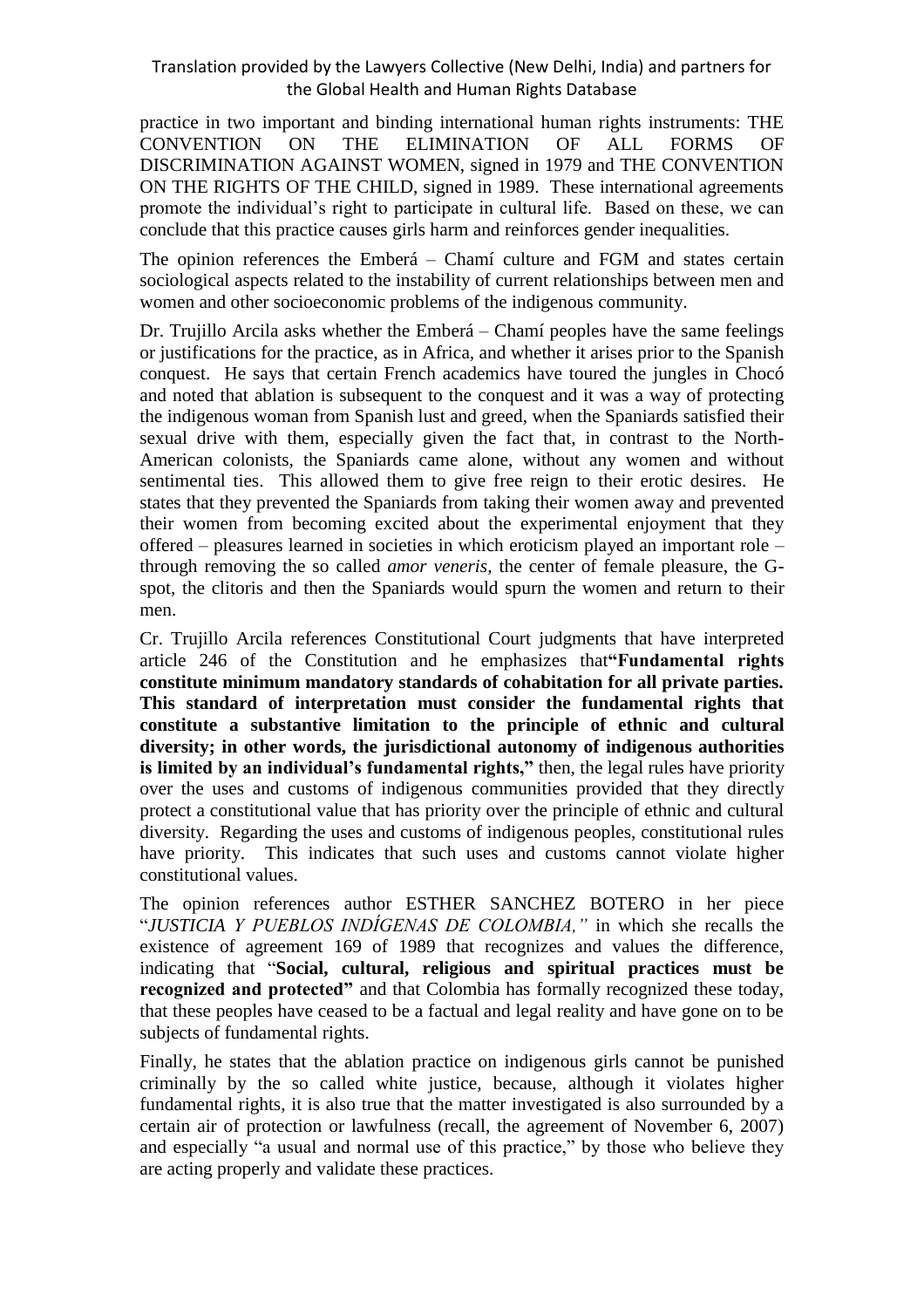practice in two important and binding international human rights instruments: THE CONVENTION ON THE ELIMINATION OF ALL FORMS OF DISCRIMINATION AGAINST WOMEN, signed in 1979 and THE CONVENTION ON THE RIGHTS OF THE CHILD, signed in 1989. These international agreements promote the individual's right to participate in cultural life. Based on these, we can conclude that this practice causes girls harm and reinforces gender inequalities.

The opinion references the Emberá – Chamí culture and FGM and states certain sociological aspects related to the instability of current relationships between men and women and other socioeconomic problems of the indigenous community.

Dr. Trujillo Arcila asks whether the Emberá – Chamí peoples have the same feelings or justifications for the practice, as in Africa, and whether it arises prior to the Spanish conquest. He says that certain French academics have toured the jungles in Chocó and noted that ablation is subsequent to the conquest and it was a way of protecting the indigenous woman from Spanish lust and greed, when the Spaniards satisfied their sexual drive with them, especially given the fact that, in contrast to the North-American colonists, the Spaniards came alone, without any women and without sentimental ties. This allowed them to give free reign to their erotic desires. He states that they prevented the Spaniards from taking their women away and prevented their women from becoming excited about the experimental enjoyment that they offered – pleasures learned in societies in which eroticism played an important role – through removing the so called *amor veneris,* the center of female pleasure, the G-spot, the clitoris and then the Spaniards would spurn the women and return to their men.

Cr. Trujillo Arcila references Constitutional Court judgments that have interpreted article 246 of the Constitution and he emphasizes that**"Fundamental rights constitute minimum mandatory standards of cohabitation for all private parties. This standard of interpretation must consider the fundamental rights that constitute a substantive limitation to the principle of ethnic and cultural diversity; in other words, the jurisdictional autonomy of indigenous authorities is limited by an individual's fundamental rights,"** then, the legal rules have priority over the uses and customs of indigenous communities provided that they directly protect a constitutional value that has priority over the principle of ethnic and cultural diversity. Regarding the uses and customs of indigenous peoples, constitutional rules have priority. This indicates that such uses and customs cannot violate higher constitutional values.

The opinion references author ESTHER SANCHEZ BOTERO in her piece "*JUSTICIA Y PUEBLOS INDÍGENAS DE COLOMBIA,"* in which she recalls the existence of agreement 169 of 1989 that recognizes and values the difference, indicating that "**Social, cultural, religious and spiritual practices must be recognized and protected"** and that Colombia has formally recognized these today, that these peoples have ceased to be a factual and legal reality and have gone on to be subjects of fundamental rights.

Finally, he states that the ablation practice on indigenous girls cannot be punished criminally by the so called white justice, because, although it violates higher fundamental rights, it is also true that the matter investigated is also surrounded by a certain air of protection or lawfulness (recall, the agreement of November 6, 2007) and especially "a usual and normal use of this practice," by those who believe they are acting properly and validate these practices.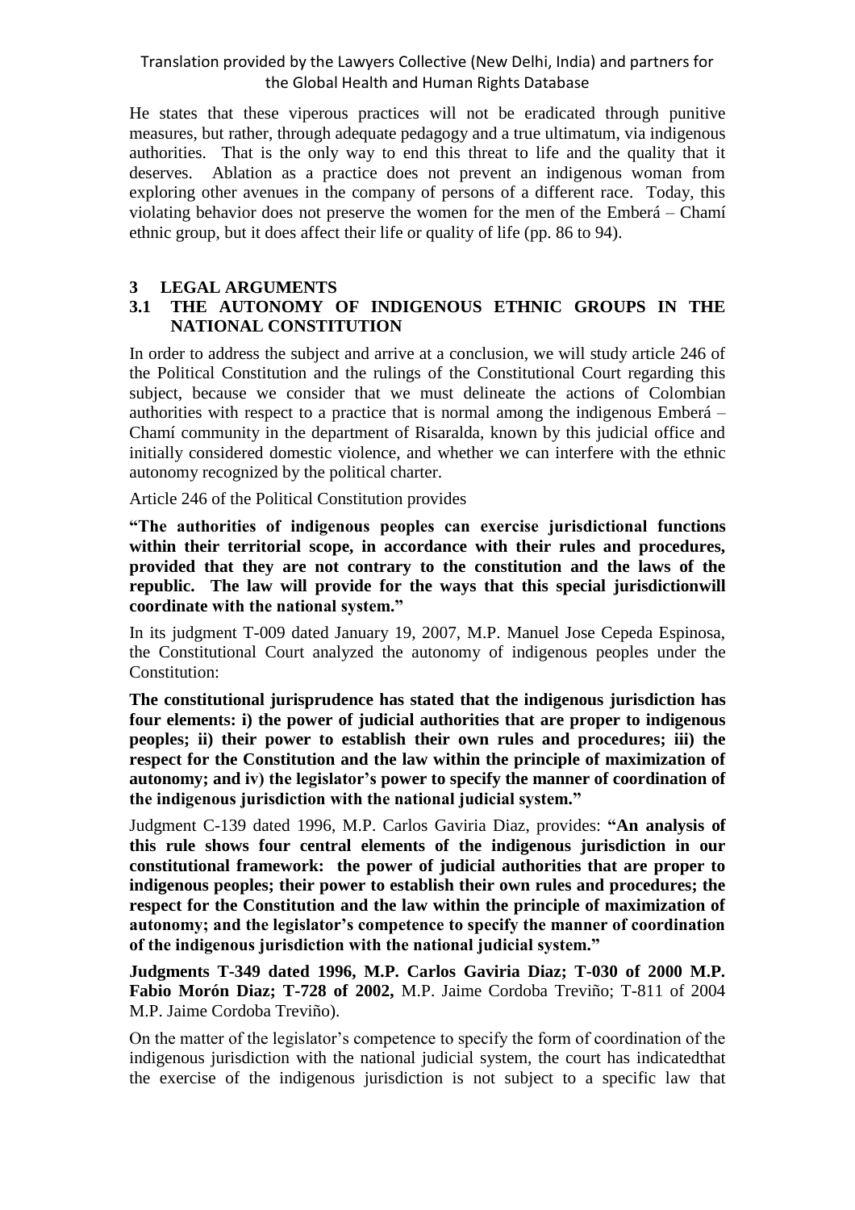He states that these viperous practices will not be eradicated through punitive measures, but rather, through adequate pedagogy and a true ultimatum, via indigenous authorities. That is the only way to end this threat to life and the quality that it deserves. Ablation as a practice does not prevent an indigenous woman from exploring other avenues in the company of persons of a different race. Today, this violating behavior does not preserve the women for the men of the Emberá – Chamí ethnic group, but it does affect their life or quality of life (pp. 86 to 94).

# 3 LEGAL ARGUMENTS

## 3.1 THE AUTONOMY OF INDIGENOUS ETHNIC GROUPS IN THE NATIONAL CONSTITUTION

In order to address the subject and arrive at a conclusion, we will study article 246 of the Political Constitution and the rulings of the Constitutional Court regarding this subject, because we consider that we must delineate the actions of Colombian authorities with respect to a practice that is normal among the indigenous Emberá – Chamí community in the department of Risaralda, known by this judicial office and initially considered domestic violence, and whether we can interfere with the ethnic autonomy recognized by the political charter.

Article 246 of the Political Constitution provides

**"The authorities of indigenous peoples can exercise jurisdictional functions within their territorial scope, in accordance with their rules and procedures, provided that they are not contrary to the constitution and the laws of the republic. The law will provide for the ways that this special jurisdictionwill coordinate with the national system."**

In its judgment T-009 dated January 19, 2007, M.P. Manuel Jose Cepeda Espinosa, the Constitutional Court analyzed the autonomy of indigenous peoples under the Constitution:

**The constitutional jurisprudence has stated that the indigenous jurisdiction has four elements: i) the power of judicial authorities that are proper to indigenous peoples; ii) their power to establish their own rules and procedures; iii) the respect for the Constitution and the law within the principle of maximization of autonomy; and iv) the legislator's power to specify the manner of coordination of the indigenous jurisdiction with the national judicial system."**

Judgment C-139 dated 1996, M.P. Carlos Gaviria Diaz, provides: **"An analysis of this rule shows four central elements of the indigenous jurisdiction in our constitutional framework: the power of judicial authorities that are proper to indigenous peoples; their power to establish their own rules and procedures; the respect for the Constitution and the law within the principle of maximization of autonomy; and the legislator's competence to specify the manner of coordination of the indigenous jurisdiction with the national judicial system."**

**Judgments T-349 dated 1996, M.P. Carlos Gaviria Diaz; T-030 of 2000 M.P. Fabio Morón Diaz; T-728 of 2002,** M.P. Jaime Cordoba Treviño; T-811 of 2004 M.P. Jaime Cordoba Treviño).

On the matter of the legislator's competence to specify the form of coordination of the indigenous jurisdiction with the national judicial system, the court has indicatedthat the exercise of the indigenous jurisdiction is not subject to a specific law that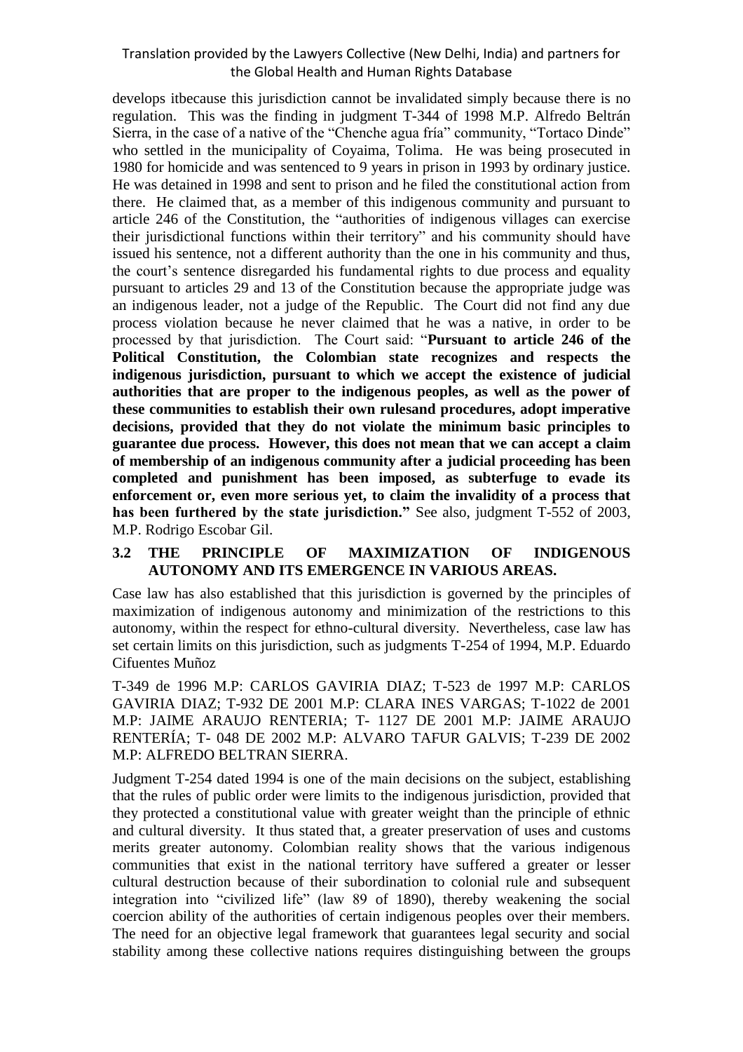develops itbecause this jurisdiction cannot be invalidated simply because there is no regulation. This was the finding in judgment T-344 of 1998 M.P. Alfredo Beltrán Sierra, in the case of a native of the "Chenche agua fría" community, "Tortaco Dinde" who settled in the municipality of Coyaima, Tolima. He was being prosecuted in 1980 for homicide and was sentenced to 9 years in prison in 1993 by ordinary justice. He was detained in 1998 and sent to prison and he filed the constitutional action from there. He claimed that, as a member of this indigenous community and pursuant to article 246 of the Constitution, the "authorities of indigenous villages can exercise their jurisdictional functions within their territory" and his community should have issued his sentence, not a different authority than the one in his community and thus, the court's sentence disregarded his fundamental rights to due process and equality pursuant to articles 29 and 13 of the Constitution because the appropriate judge was an indigenous leader, not a judge of the Republic. The Court did not find any due process violation because he never claimed that he was a native, in order to be processed by that jurisdiction. The Court said: "**Pursuant to article 246 of the Political Constitution, the Colombian state recognizes and respects the indigenous jurisdiction, pursuant to which we accept the existence of judicial authorities that are proper to the indigenous peoples, as well as the power of these communities to establish their own rulesand procedures, adopt imperative decisions, provided that they do not violate the minimum basic principles to guarantee due process. However, this does not mean that we can accept a claim of membership of an indigenous community after a judicial proceeding has been completed and punishment has been imposed, as subterfuge to evade its enforcement or, even more serious yet, to claim the invalidity of a process that has been furthered by the state jurisdiction.**" See also, judgment T-552 of 2003, M.P. Rodrigo Escobar Gil.

### 3.2 THE PRINCIPLE OF MAXIMIZATION OF INDIGENOUS AUTONOMY AND ITS EMERGENCE IN VARIOUS AREAS.

Case law has also established that this jurisdiction is governed by the principles of maximization of indigenous autonomy and minimization of the restrictions to this autonomy, within the respect for ethno-cultural diversity. Nevertheless, case law has set certain limits on this jurisdiction, such as judgments T-254 of 1994, M.P. Eduardo Cifuentes Muñoz

T-349 de 1996 M.P: CARLOS GAVIRIA DIAZ; T-523 de 1997 M.P: CARLOS GAVIRIA DIAZ; T-932 DE 2001 M.P: CLARA INES VARGAS; T-1022 de 2001 M.P: JAIME ARAUJO RENTERIA; T- 1127 DE 2001 M.P: JAIME ARAUJO RENTERÍA; T- 048 DE 2002 M.P: ALVARO TAFUR GALVIS; T-239 DE 2002 M.P: ALFREDO BELTRAN SIERRA.

Judgment T-254 dated 1994 is one of the main decisions on the subject, establishing that the rules of public order were limits to the indigenous jurisdiction, provided that they protected a constitutional value with greater weight than the principle of ethnic and cultural diversity. It thus stated that, a greater preservation of uses and customs merits greater autonomy. Colombian reality shows that the various indigenous communities that exist in the national territory have suffered a greater or lesser cultural destruction because of their subordination to colonial rule and subsequent integration into "civilized life" (law 89 of 1890), thereby weakening the social coercion ability of the authorities of certain indigenous peoples over their members. The need for an objective legal framework that guarantees legal security and social stability among these collective nations requires distinguishing between the groups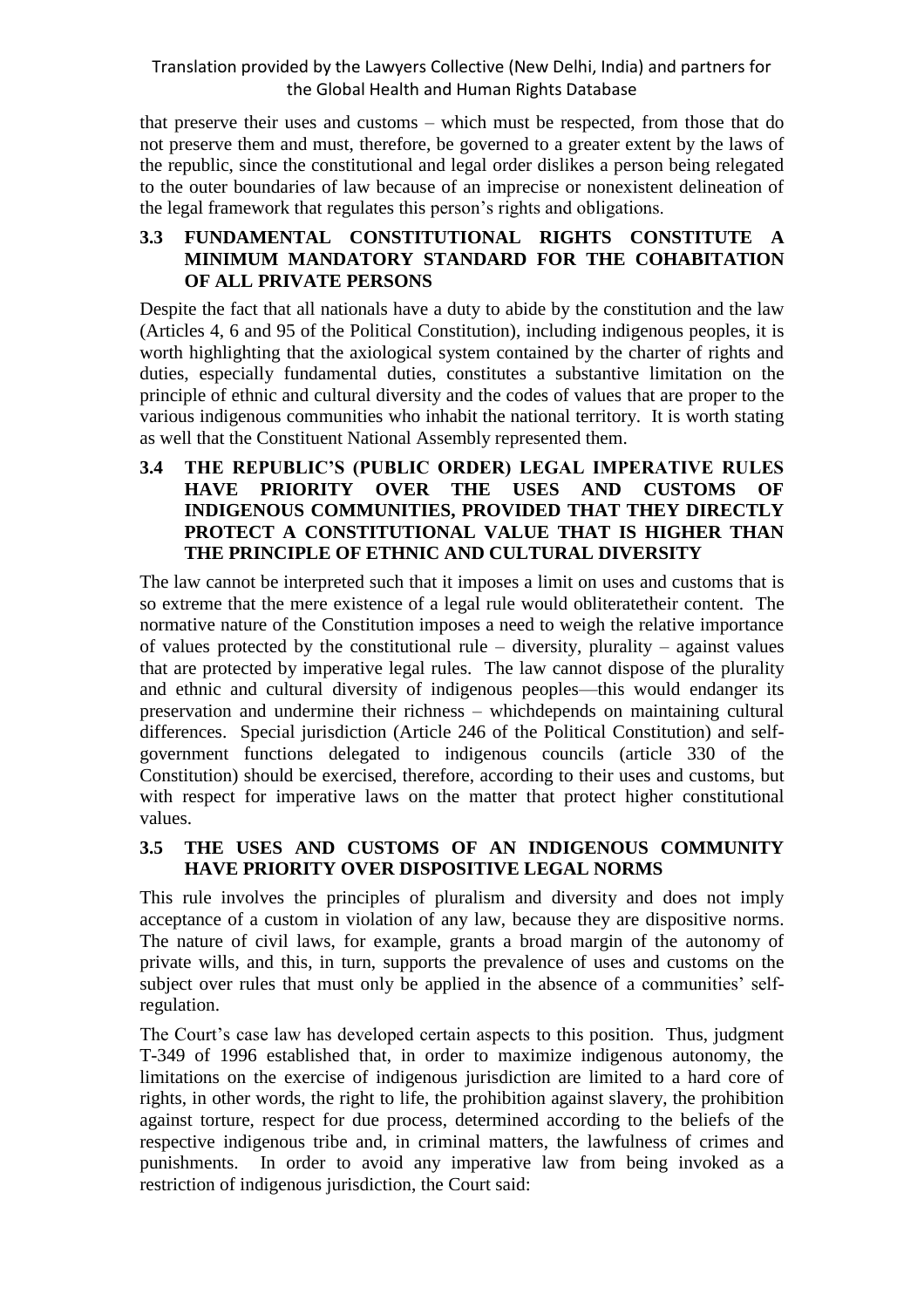that preserve their uses and customs – which must be respected, from those that do not preserve them and must, therefore, be governed to a greater extent by the laws of the republic, since the constitutional and legal order dislikes a person being relegated to the outer boundaries of law because of an imprecise or nonexistent delineation of the legal framework that regulates this person's rights and obligations.

### 3.3 FUNDAMENTAL CONSTITUTIONAL RIGHTS CONSTITUTE A MINIMUM MANDATORY STANDARD FOR THE COHABITATION OF ALL PRIVATE PERSONS

Despite the fact that all nationals have a duty to abide by the constitution and the law (Articles 4, 6 and 95 of the Political Constitution), including indigenous peoples, it is worth highlighting that the axiological system contained by the charter of rights and duties, especially fundamental duties, constitutes a substantive limitation on the principle of ethnic and cultural diversity and the codes of values that are proper to the various indigenous communities who inhabit the national territory. It is worth stating as well that the Constituent National Assembly represented them.

### 3.4 THE REPUBLIC'S (PUBLIC ORDER) LEGAL IMPERATIVE RULES HAVE PRIORITY OVER THE USES AND CUSTOMS OF INDIGENOUS COMMUNITIES, PROVIDED THAT THEY DIRECTLY PROTECT A CONSTITUTIONAL VALUE THAT IS HIGHER THAN THE PRINCIPLE OF ETHNIC AND CULTURAL DIVERSITY

The law cannot be interpreted such that it imposes a limit on uses and customs that is so extreme that the mere existence of a legal rule would obliteratetheir content. The normative nature of the Constitution imposes a need to weigh the relative importance of values protected by the constitutional rule – diversity, plurality – against values that are protected by imperative legal rules. The law cannot dispose of the plurality and ethnic and cultural diversity of indigenous peoples—this would endanger its preservation and undermine their richness – whichdepends on maintaining cultural differences. Special jurisdiction (Article 246 of the Political Constitution) and self-government functions delegated to indigenous councils (article 330 of the Constitution) should be exercised, therefore, according to their uses and customs, but with respect for imperative laws on the matter that protect higher constitutional values.

### 3.5 THE USES AND CUSTOMS OF AN INDIGENOUS COMMUNITY HAVE PRIORITY OVER DISPOSITIVE LEGAL NORMS

This rule involves the principles of pluralism and diversity and does not imply acceptance of a custom in violation of any law, because they are dispositive norms. The nature of civil laws, for example, grants a broad margin of the autonomy of private wills, and this, in turn, supports the prevalence of uses and customs on the subject over rules that must only be applied in the absence of a communities' self-regulation.

The Court's case law has developed certain aspects to this position. Thus, judgment T-349 of 1996 established that, in order to maximize indigenous autonomy, the limitations on the exercise of indigenous jurisdiction are limited to a hard core of rights, in other words, the right to life, the prohibition against slavery, the prohibition against torture, respect for due process, determined according to the beliefs of the respective indigenous tribe and, in criminal matters, the lawfulness of crimes and punishments. In order to avoid any imperative law from being invoked as a restriction of indigenous jurisdiction, the Court said: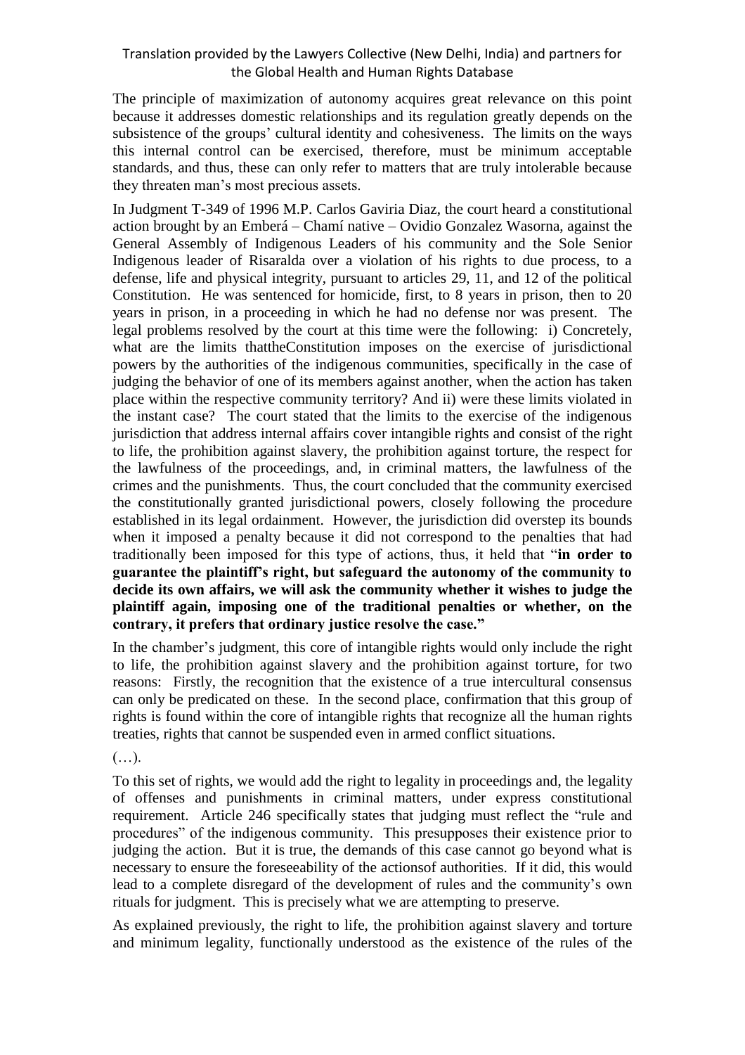The principle of maximization of autonomy acquires great relevance on this point because it addresses domestic relationships and its regulation greatly depends on the subsistence of the groups' cultural identity and cohesiveness. The limits on the ways this internal control can be exercised, therefore, must be minimum acceptable standards, and thus, these can only refer to matters that are truly intolerable because they threaten man's most precious assets.

In Judgment T-349 of 1996 M.P. Carlos Gaviria Diaz, the court heard a constitutional action brought by an Emberá – Chamí native – Ovidio Gonzalez Wasorna, against the General Assembly of Indigenous Leaders of his community and the Sole Senior Indigenous leader of Risaralda over a violation of his rights to due process, to a defense, life and physical integrity, pursuant to articles 29, 11, and 12 of the political Constitution. He was sentenced for homicide, first, to 8 years in prison, then to 20 years in prison, in a proceeding in which he had no defense nor was present. The legal problems resolved by the court at this time were the following: i) Concretely, what are the limits thattheConstitution imposes on the exercise of jurisdictional powers by the authorities of the indigenous communities, specifically in the case of judging the behavior of one of its members against another, when the action has taken place within the respective community territory? And ii) were these limits violated in the instant case? The court stated that the limits to the exercise of the indigenous jurisdiction that address internal affairs cover intangible rights and consist of the right to life, the prohibition against slavery, the prohibition against torture, the respect for the lawfulness of the proceedings, and, in criminal matters, the lawfulness of the crimes and the punishments. Thus, the court concluded that the community exercised the constitutionally granted jurisdictional powers, closely following the procedure established in its legal ordainment. However, the jurisdiction did overstep its bounds when it imposed a penalty because it did not correspond to the penalties that had traditionally been imposed for this type of actions, thus, it held that "**in order to guarantee the plaintiff's right, but safeguard the autonomy of the community to decide its own affairs, we will ask the community whether it wishes to judge the plaintiff again, imposing one of the traditional penalties or whether, on the contrary, it prefers that ordinary justice resolve the case.**"

In the chamber's judgment, this core of intangible rights would only include the right to life, the prohibition against slavery and the prohibition against torture, for two reasons: Firstly, the recognition that the existence of a true intercultural consensus can only be predicated on these. In the second place, confirmation that this group of rights is found within the core of intangible rights that recognize all the human rights treaties, rights that cannot be suspended even in armed conflict situations.

(…).

To this set of rights, we would add the right to legality in proceedings and, the legality of offenses and punishments in criminal matters, under express constitutional requirement. Article 246 specifically states that judging must reflect the "rule and procedures" of the indigenous community. This presupposes their existence prior to judging the action. But it is true, the demands of this case cannot go beyond what is necessary to ensure the foreseeability of the actionsof authorities. If it did, this would lead to a complete disregard of the development of rules and the community's own rituals for judgment. This is precisely what we are attempting to preserve.

As explained previously, the right to life, the prohibition against slavery and torture and minimum legality, functionally understood as the existence of the rules of the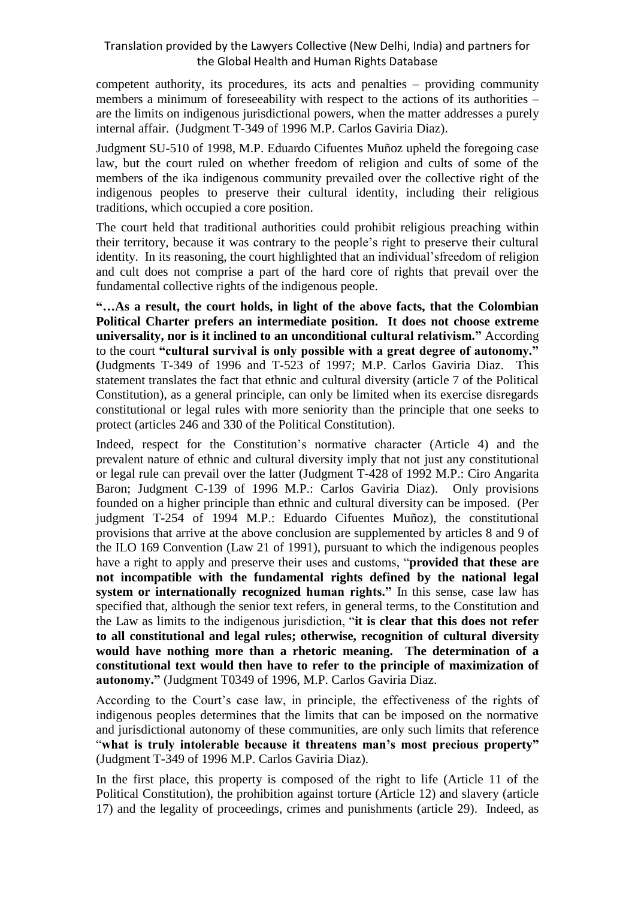competent authority, its procedures, its acts and penalties – providing community members a minimum of foreseeability with respect to the actions of its authorities – are the limits on indigenous jurisdictional powers, when the matter addresses a purely internal affair. (Judgment T-349 of 1996 M.P. Carlos Gaviria Diaz).

Judgment SU-510 of 1998, M.P. Eduardo Cifuentes Muñoz upheld the foregoing case law, but the court ruled on whether freedom of religion and cults of some of the members of the ika indigenous community prevailed over the collective right of the indigenous peoples to preserve their cultural identity, including their religious traditions, which occupied a core position.

The court held that traditional authorities could prohibit religious preaching within their territory, because it was contrary to the people's right to preserve their cultural identity. In its reasoning, the court highlighted that an individual'sfreedom of religion and cult does not comprise a part of the hard core of rights that prevail over the fundamental collective rights of the indigenous people.

**"…As a result, the court holds, in light of the above facts, that the Colombian Political Charter prefers an intermediate position. It does not choose extreme universality, nor is it inclined to an unconditional cultural relativism."** According to the court **"cultural survival is only possible with a great degree of autonomy." (**Judgments T-349 of 1996 and T-523 of 1997; M.P. Carlos Gaviria Diaz. This statement translates the fact that ethnic and cultural diversity (article 7 of the Political Constitution), as a general principle, can only be limited when its exercise disregards constitutional or legal rules with more seniority than the principle that one seeks to protect (articles 246 and 330 of the Political Constitution).

Indeed, respect for the Constitution's normative character (Article 4) and the prevalent nature of ethnic and cultural diversity imply that not just any constitutional or legal rule can prevail over the latter (Judgment T-428 of 1992 M.P.: Ciro Angarita Baron; Judgment C-139 of 1996 M.P.: Carlos Gaviria Diaz). Only provisions founded on a higher principle than ethnic and cultural diversity can be imposed. (Per judgment T-254 of 1994 M.P.: Eduardo Cifuentes Muñoz), the constitutional provisions that arrive at the above conclusion are supplemented by articles 8 and 9 of the ILO 169 Convention (Law 21 of 1991), pursuant to which the indigenous peoples have a right to apply and preserve their uses and customs, "**provided that these are not incompatible with the fundamental rights defined by the national legal system or internationally recognized human rights.**" In this sense, case law has specified that, although the senior text refers, in general terms, to the Constitution and the Law as limits to the indigenous jurisdiction, "**it is clear that this does not refer to all constitutional and legal rules; otherwise, recognition of cultural diversity would have nothing more than a rhetoric meaning. The determination of a constitutional text would then have to refer to the principle of maximization of autonomy.**" (Judgment T0349 of 1996, M.P. Carlos Gaviria Diaz.

According to the Court's case law, in principle, the effectiveness of the rights of indigenous peoples determines that the limits that can be imposed on the normative and jurisdictional autonomy of these communities, are only such limits that reference "**what is truly intolerable because it threatens man's most precious property"** (Judgment T-349 of 1996 M.P. Carlos Gaviria Diaz).

In the first place, this property is composed of the right to life (Article 11 of the Political Constitution), the prohibition against torture (Article 12) and slavery (article 17) and the legality of proceedings, crimes and punishments (article 29). Indeed, as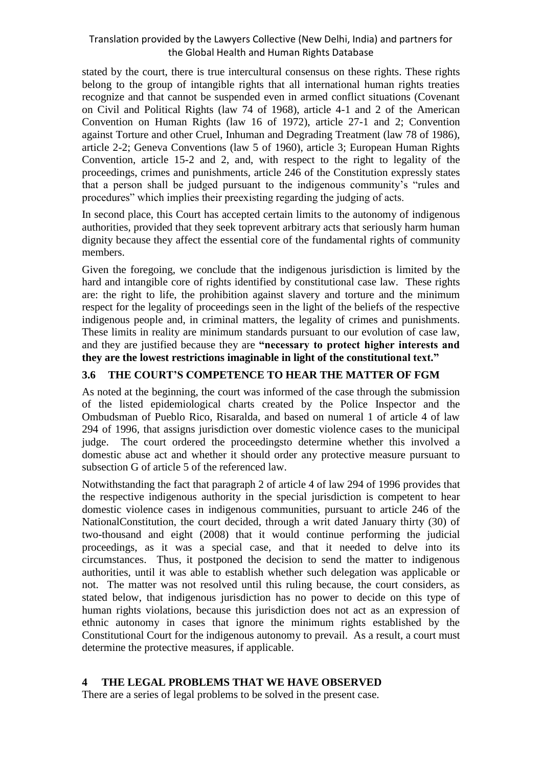stated by the court, there is true intercultural consensus on these rights. These rights belong to the group of intangible rights that all international human rights treaties recognize and that cannot be suspended even in armed conflict situations (Covenant on Civil and Political Rights (law 74 of 1968), article 4-1 and 2 of the American Convention on Human Rights (law 16 of 1972), article 27-1 and 2; Convention against Torture and other Cruel, Inhuman and Degrading Treatment (law 78 of 1986), article 2-2; Geneva Conventions (law 5 of 1960), article 3; European Human Rights Convention, article 15-2 and 2, and, with respect to the right to legality of the proceedings, crimes and punishments, article 246 of the Constitution expressly states that a person shall be judged pursuant to the indigenous community's "rules and procedures" which implies their preexisting regarding the judging of acts.

In second place, this Court has accepted certain limits to the autonomy of indigenous authorities, provided that they seek toprevent arbitrary acts that seriously harm human dignity because they affect the essential core of the fundamental rights of community members.

Given the foregoing, we conclude that the indigenous jurisdiction is limited by the hard and intangible core of rights identified by constitutional case law. These rights are: the right to life, the prohibition against slavery and torture and the minimum respect for the legality of proceedings seen in the light of the beliefs of the respective indigenous people and, in criminal matters, the legality of crimes and punishments. These limits in reality are minimum standards pursuant to our evolution of case law, and they are justified because they are **"necessary to protect higher interests and they are the lowest restrictions imaginable in light of the constitutional text."**

### 3.6 THE COURT'S COMPETENCE TO HEAR THE MATTER OF FGM

As noted at the beginning, the court was informed of the case through the submission of the listed epidemiological charts created by the Police Inspector and the Ombudsman of Pueblo Rico, Risaralda, and based on numeral 1 of article 4 of law 294 of 1996, that assigns jurisdiction over domestic violence cases to the municipal judge. The court ordered the proceedingsto determine whether this involved a domestic abuse act and whether it should order any protective measure pursuant to subsection G of article 5 of the referenced law.

Notwithstanding the fact that paragraph 2 of article 4 of law 294 of 1996 provides that the respective indigenous authority in the special jurisdiction is competent to hear domestic violence cases in indigenous communities, pursuant to article 246 of the NationalConstitution, the court decided, through a writ dated January thirty (30) of two-thousand and eight (2008) that it would continue performing the judicial proceedings, as it was a special case, and that it needed to delve into its circumstances. Thus, it postponed the decision to send the matter to indigenous authorities, until it was able to establish whether such delegation was applicable or not. The matter was not resolved until this ruling because, the court considers, as stated below, that indigenous jurisdiction has no power to decide on this type of human rights violations, because this jurisdiction does not act as an expression of ethnic autonomy in cases that ignore the minimum rights established by the Constitutional Court for the indigenous autonomy to prevail. As a result, a court must determine the protective measures, if applicable.

## 4 THE LEGAL PROBLEMS THAT WE HAVE OBSERVED

There are a series of legal problems to be solved in the present case.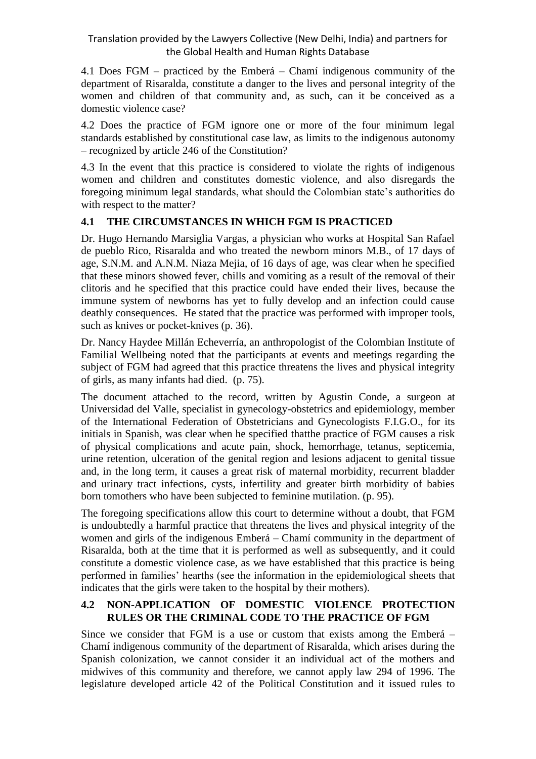4.1 Does FGM – practiced by the Emberá – Chamí indigenous community of the department of Risaralda, constitute a danger to the lives and personal integrity of the women and children of that community and, as such, can it be conceived as a domestic violence case?

4.2 Does the practice of FGM ignore one or more of the four minimum legal standards established by constitutional case law, as limits to the indigenous autonomy – recognized by article 246 of the Constitution?

4.3 In the event that this practice is considered to violate the rights of indigenous women and children and constitutes domestic violence, and also disregards the foregoing minimum legal standards, what should the Colombian state's authorities do with respect to the matter?

## 4.1 THE CIRCUMSTANCES IN WHICH FGM IS PRACTICED

Dr. Hugo Hernando Marsiglia Vargas, a physician who works at Hospital San Rafael de pueblo Rico, Risaralda and who treated the newborn minors M.B., of 17 days of age, S.N.M. and A.N.M. Niaza Mejia, of 16 days of age, was clear when he specified that these minors showed fever, chills and vomiting as a result of the removal of their clitoris and he specified that this practice could have ended their lives, because the immune system of newborns has yet to fully develop and an infection could cause deathly consequences. He stated that the practice was performed with improper tools, such as knives or pocket-knives (p. 36).

Dr. Nancy Haydee Millán Echeverría, an anthropologist of the Colombian Institute of Familial Wellbeing noted that the participants at events and meetings regarding the subject of FGM had agreed that this practice threatens the lives and physical integrity of girls, as many infants had died. (p. 75).

The document attached to the record, written by Agustin Conde, a surgeon at Universidad del Valle, specialist in gynecology-obstetrics and epidemiology, member of the International Federation of Obstetricians and Gynecologists F.I.G.O., for its initials in Spanish, was clear when he specified thatthe practice of FGM causes a risk of physical complications and acute pain, shock, hemorrhage, tetanus, septicemia, urine retention, ulceration of the genital region and lesions adjacent to genital tissue and, in the long term, it causes a great risk of maternal morbidity, recurrent bladder and urinary tract infections, cysts, infertility and greater birth morbidity of babies born tomothers who have been subjected to feminine mutilation. (p. 95).

The foregoing specifications allow this court to determine without a doubt, that FGM is undoubtedly a harmful practice that threatens the lives and physical integrity of the women and girls of the indigenous Emberá – Chamí community in the department of Risaralda, both at the time that it is performed as well as subsequently, and it could constitute a domestic violence case, as we have established that this practice is being performed in families' hearths (see the information in the epidemiological sheets that indicates that the girls were taken to the hospital by their mothers).

## 4.2 NON-APPLICATION OF DOMESTIC VIOLENCE PROTECTION RULES OR THE CRIMINAL CODE TO THE PRACTICE OF FGM

Since we consider that FGM is a use or custom that exists among the Emberá – Chamí indigenous community of the department of Risaralda, which arises during the Spanish colonization, we cannot consider it an individual act of the mothers and midwives of this community and therefore, we cannot apply law 294 of 1996. The legislature developed article 42 of the Political Constitution and it issued rules to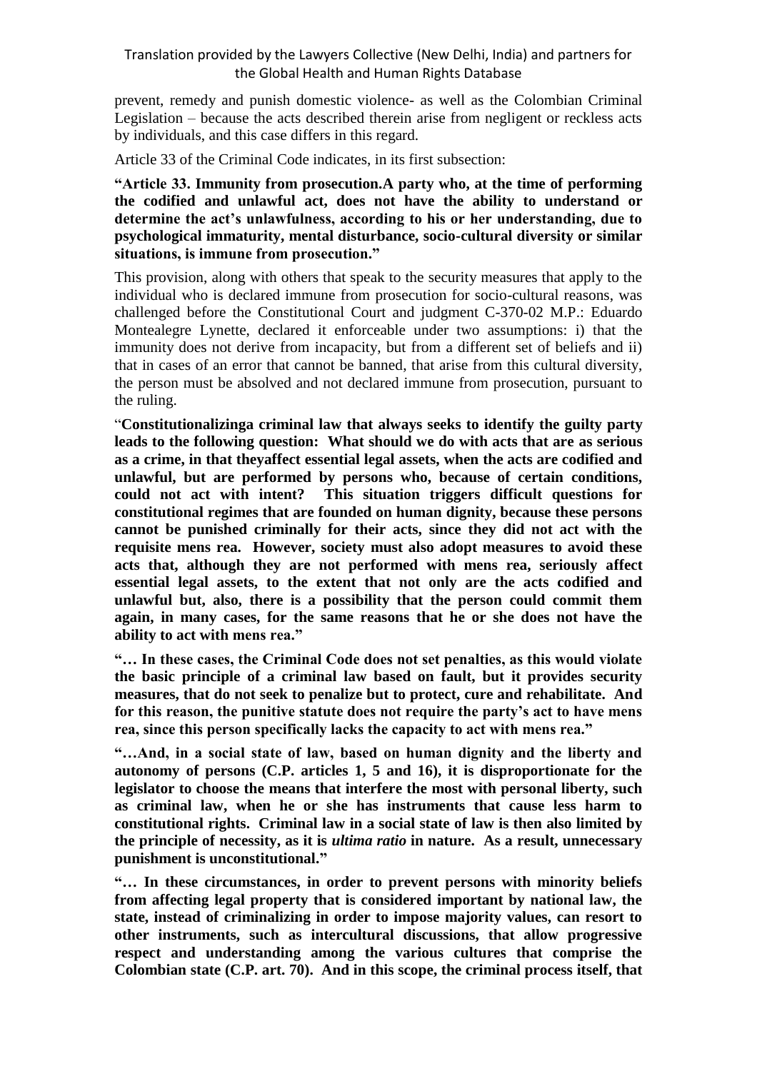prevent, remedy and punish domestic violence- as well as the Colombian Criminal Legislation – because the acts described therein arise from negligent or reckless acts by individuals, and this case differs in this regard.

Article 33 of the Criminal Code indicates, in its first subsection:

**"Article 33. Immunity from prosecution.A party who, at the time of performing the codified and unlawful act, does not have the ability to understand or determine the act's unlawfulness, according to his or her understanding, due to psychological immaturity, mental disturbance, socio-cultural diversity or similar situations, is immune from prosecution."**

This provision, along with others that speak to the security measures that apply to the individual who is declared immune from prosecution for socio-cultural reasons, was challenged before the Constitutional Court and judgment C-370-02 M.P.: Eduardo Montealegre Lynette, declared it enforceable under two assumptions: i) that the immunity does not derive from incapacity, but from a different set of beliefs and ii) that in cases of an error that cannot be banned, that arise from this cultural diversity, the person must be absolved and not declared immune from prosecution, pursuant to the ruling.

"**Constitutionalizinga criminal law that always seeks to identify the guilty party leads to the following question: What should we do with acts that are as serious as a crime, in that theyaffect essential legal assets, when the acts are codified and unlawful, but are performed by persons who, because of certain conditions, could not act with intent? This situation triggers difficult questions for constitutional regimes that are founded on human dignity, because these persons cannot be punished criminally for their acts, since they did not act with the requisite mens rea. However, society must also adopt measures to avoid these acts that, although they are not performed with mens rea, seriously affect essential legal assets, to the extent that not only are the acts codified and unlawful but, also, there is a possibility that the person could commit them again, in many cases, for the same reasons that he or she does not have the ability to act with mens rea."**

**"… In these cases, the Criminal Code does not set penalties, as this would violate the basic principle of a criminal law based on fault, but it provides security measures, that do not seek to penalize but to protect, cure and rehabilitate. And for this reason, the punitive statute does not require the party's act to have mens rea, since this person specifically lacks the capacity to act with mens rea."**

**"…And, in a social state of law, based on human dignity and the liberty and autonomy of persons (C.P. articles 1, 5 and 16), it is disproportionate for the legislator to choose the means that interfere the most with personal liberty, such as criminal law, when he or she has instruments that cause less harm to constitutional rights. Criminal law in a social state of law is then also limited by the principle of necessity, as it is *ultima ratio* in nature. As a result, unnecessary punishment is unconstitutional."**

**"… In these circumstances, in order to prevent persons with minority beliefs from affecting legal property that is considered important by national law, the state, instead of criminalizing in order to impose majority values, can resort to other instruments, such as intercultural discussions, that allow progressive respect and understanding among the various cultures that comprise the Colombian state (C.P. art. 70). And in this scope, the criminal process itself, that**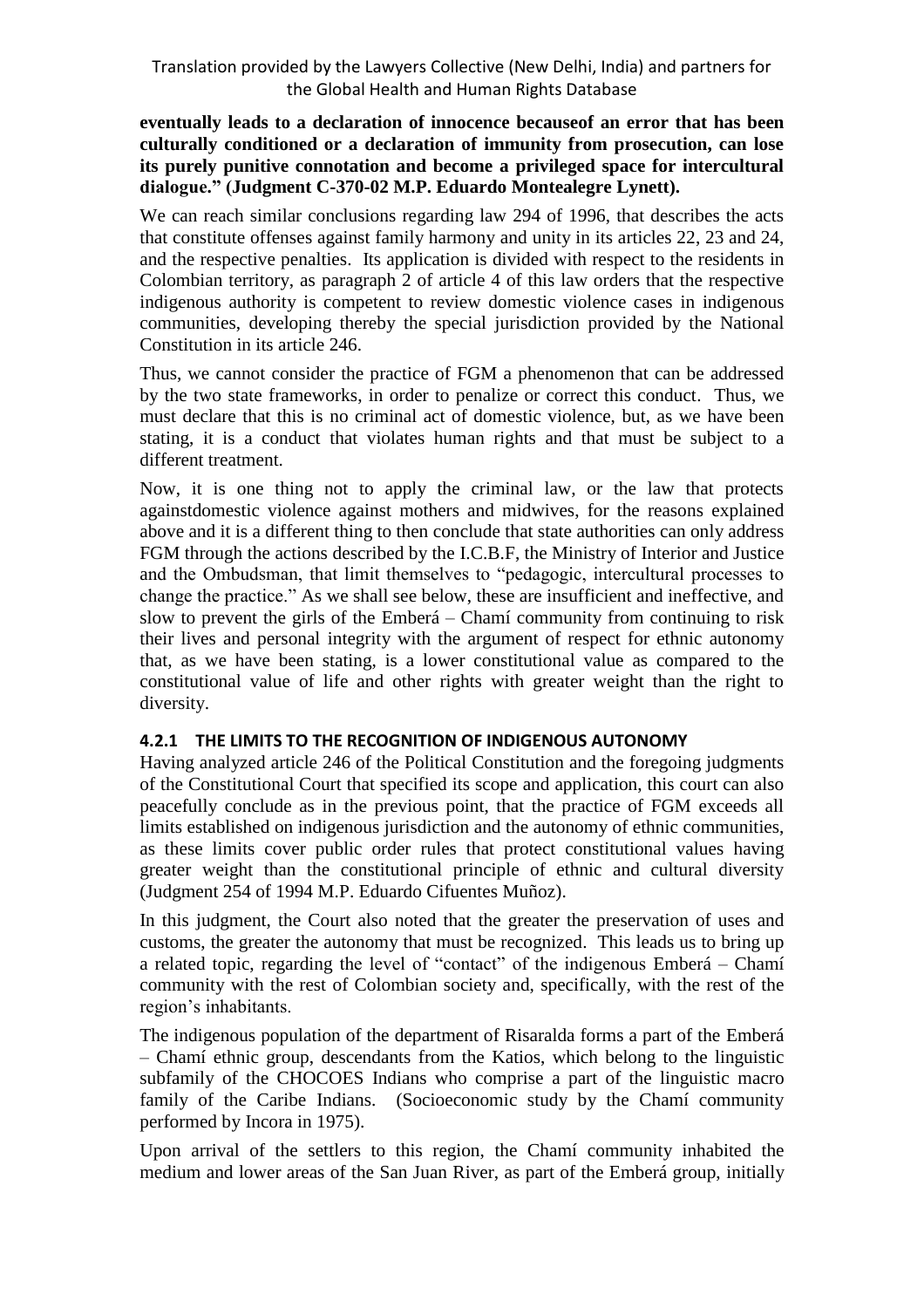**eventually leads to a declaration of innocence becauseof an error that has been culturally conditioned or a declaration of immunity from prosecution, can lose its purely punitive connotation and become a privileged space for intercultural dialogue." (Judgment C-370-02 M.P. Eduardo Montealegre Lynett).**

We can reach similar conclusions regarding law 294 of 1996, that describes the acts that constitute offenses against family harmony and unity in its articles 22, 23 and 24, and the respective penalties. Its application is divided with respect to the residents in Colombian territory, as paragraph 2 of article 4 of this law orders that the respective indigenous authority is competent to review domestic violence cases in indigenous communities, developing thereby the special jurisdiction provided by the National Constitution in its article 246.

Thus, we cannot consider the practice of FGM a phenomenon that can be addressed by the two state frameworks, in order to penalize or correct this conduct. Thus, we must declare that this is no criminal act of domestic violence, but, as we have been stating, it is a conduct that violates human rights and that must be subject to a different treatment.

Now, it is one thing not to apply the criminal law, or the law that protects againstdomestic violence against mothers and midwives, for the reasons explained above and it is a different thing to then conclude that state authorities can only address FGM through the actions described by the I.C.B.F, the Ministry of Interior and Justice and the Ombudsman, that limit themselves to "pedagogic, intercultural processes to change the practice." As we shall see below, these are insufficient and ineffective, and slow to prevent the girls of the Emberá – Chamí community from continuing to risk their lives and personal integrity with the argument of respect for ethnic autonomy that, as we have been stating, is a lower constitutional value as compared to the constitutional value of life and other rights with greater weight than the right to diversity.

### 4.2.1 THE LIMITS TO THE RECOGNITION OF INDIGENOUS AUTONOMY

Having analyzed article 246 of the Political Constitution and the foregoing judgments of the Constitutional Court that specified its scope and application, this court can also peacefully conclude as in the previous point, that the practice of FGM exceeds all limits established on indigenous jurisdiction and the autonomy of ethnic communities, as these limits cover public order rules that protect constitutional values having greater weight than the constitutional principle of ethnic and cultural diversity (Judgment 254 of 1994 M.P. Eduardo Cifuentes Muñoz).

In this judgment, the Court also noted that the greater the preservation of uses and customs, the greater the autonomy that must be recognized. This leads us to bring up a related topic, regarding the level of "contact" of the indigenous Emberá – Chamí community with the rest of Colombian society and, specifically, with the rest of the region's inhabitants.

The indigenous population of the department of Risaralda forms a part of the Emberá – Chamí ethnic group, descendants from the Katios, which belong to the linguistic subfamily of the CHOCOES Indians who comprise a part of the linguistic macro family of the Caribe Indians. (Socioeconomic study by the Chamí community performed by Incora in 1975).

Upon arrival of the settlers to this region, the Chamí community inhabited the medium and lower areas of the San Juan River, as part of the Emberá group, initially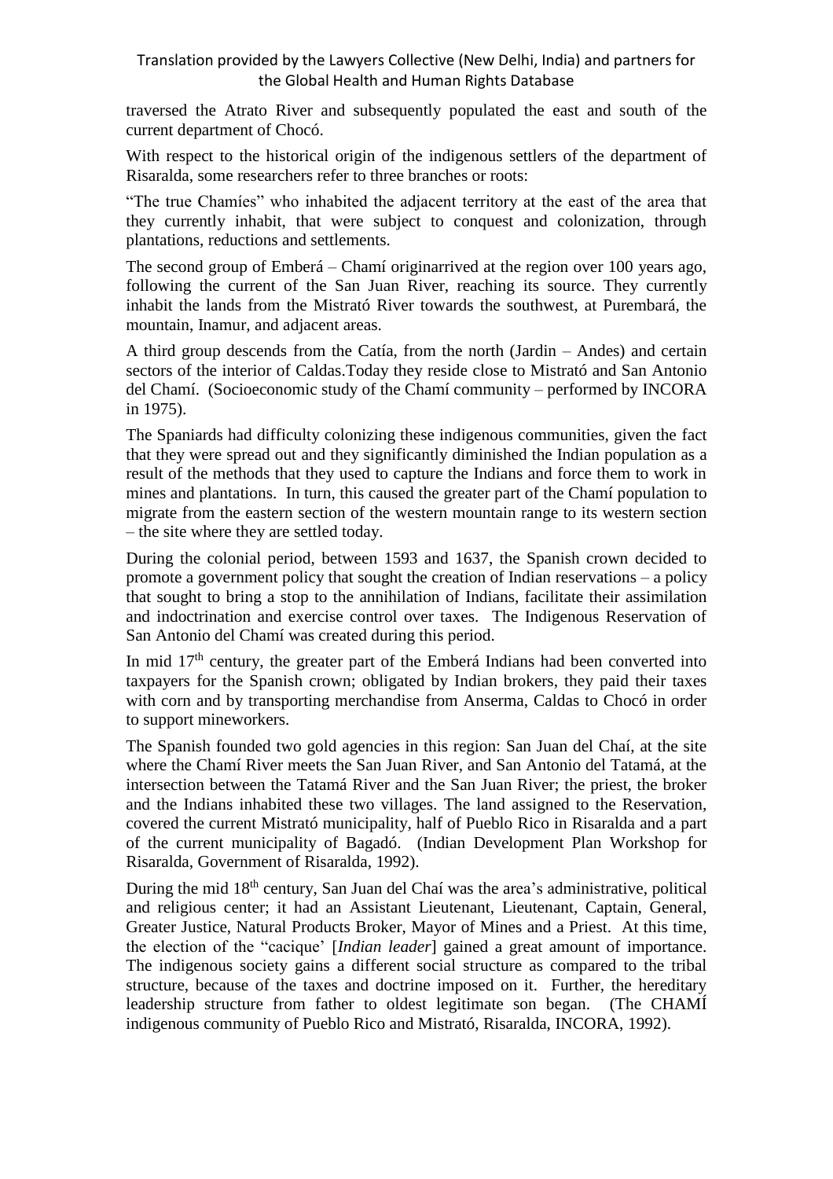traversed the Atrato River and subsequently populated the east and south of the current department of Chocó.

With respect to the historical origin of the indigenous settlers of the department of Risaralda, some researchers refer to three branches or roots:

"The true Chamíes" who inhabited the adjacent territory at the east of the area that they currently inhabit, that were subject to conquest and colonization, through plantations, reductions and settlements.

The second group of Emberá – Chamí originarrived at the region over 100 years ago, following the current of the San Juan River, reaching its source. They currently inhabit the lands from the Mistrató River towards the southwest, at Purembará, the mountain, Inamur, and adjacent areas.

A third group descends from the Catía, from the north (Jardin – Andes) and certain sectors of the interior of Caldas.Today they reside close to Mistrató and San Antonio del Chamí. (Socioeconomic study of the Chamí community – performed by INCORA in 1975).

The Spaniards had difficulty colonizing these indigenous communities, given the fact that they were spread out and they significantly diminished the Indian population as a result of the methods that they used to capture the Indians and force them to work in mines and plantations. In turn, this caused the greater part of the Chamí population to migrate from the eastern section of the western mountain range to its western section – the site where they are settled today.

During the colonial period, between 1593 and 1637, the Spanish crown decided to promote a government policy that sought the creation of Indian reservations – a policy that sought to bring a stop to the annihilation of Indians, facilitate their assimilation and indoctrination and exercise control over taxes. The Indigenous Reservation of San Antonio del Chamí was created during this period.

In mid 17th century, the greater part of the Emberá Indians had been converted into taxpayers for the Spanish crown; obligated by Indian brokers, they paid their taxes with corn and by transporting merchandise from Anserma, Caldas to Chocó in order to support mineworkers.

The Spanish founded two gold agencies in this region: San Juan del Chaí, at the site where the Chamí River meets the San Juan River, and San Antonio del Tatamá, at the intersection between the Tatamá River and the San Juan River; the priest, the broker and the Indians inhabited these two villages. The land assigned to the Reservation, covered the current Mistrató municipality, half of Pueblo Rico in Risaralda and a part of the current municipality of Bagadó. (Indian Development Plan Workshop for Risaralda, Government of Risaralda, 1992).

During the mid 18th century, San Juan del Chaí was the area's administrative, political and religious center; it had an Assistant Lieutenant, Lieutenant, Captain, General, Greater Justice, Natural Products Broker, Mayor of Mines and a Priest. At this time, the election of the "cacique' [*Indian leader*] gained a great amount of importance. The indigenous society gains a different social structure as compared to the tribal structure, because of the taxes and doctrine imposed on it. Further, the hereditary leadership structure from father to oldest legitimate son began. (The CHAMÍ indigenous community of Pueblo Rico and Mistrató, Risaralda, INCORA, 1992).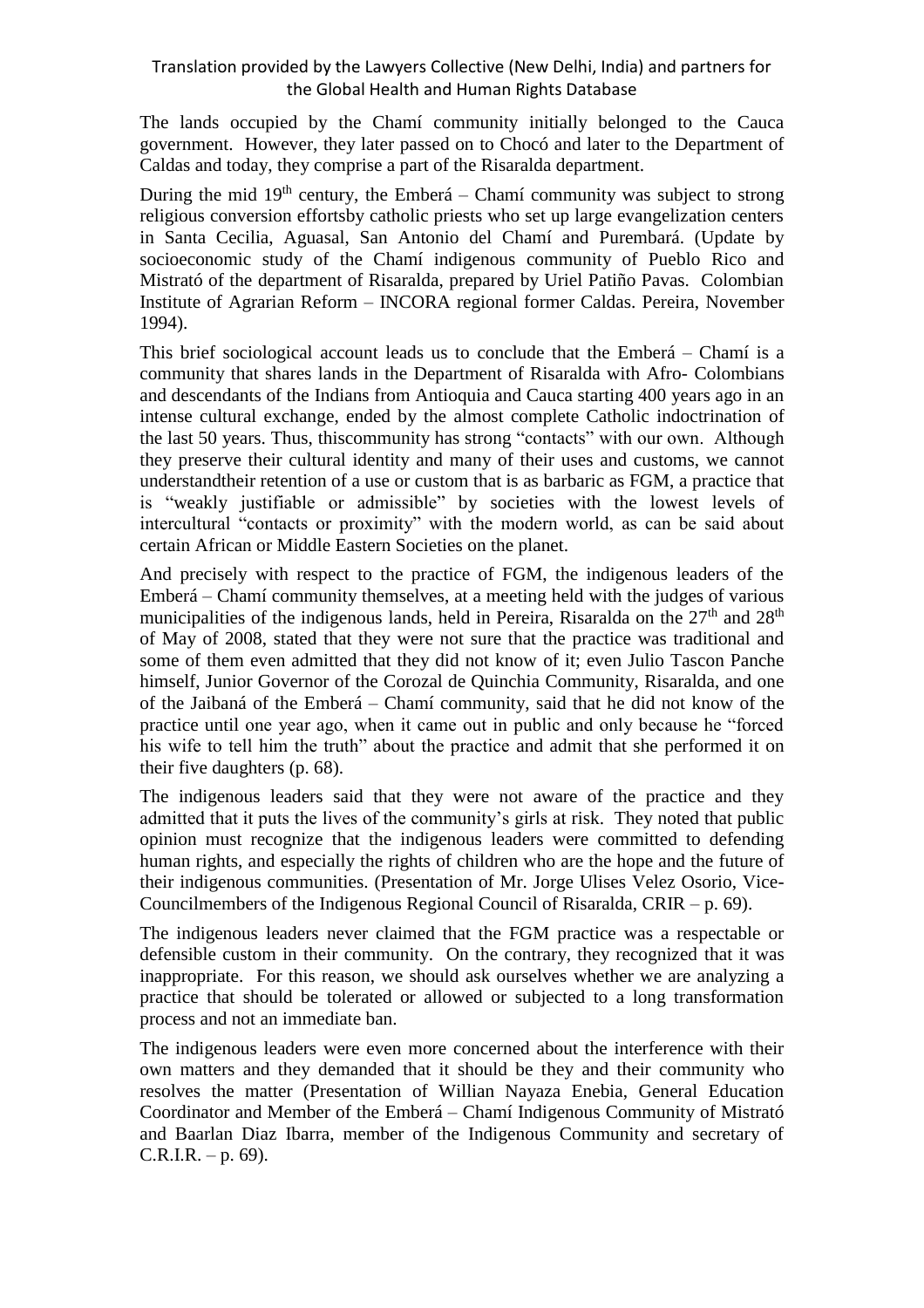The lands occupied by the Chamí community initially belonged to the Cauca government. However, they later passed on to Chocó and later to the Department of Caldas and today, they comprise a part of the Risaralda department.

During the mid 19th century, the Emberá – Chamí community was subject to strong religious conversion effortsby catholic priests who set up large evangelization centers in Santa Cecilia, Aguasal, San Antonio del Chamí and Purembará. (Update by socioeconomic study of the Chamí indigenous community of Pueblo Rico and Mistrató of the department of Risaralda, prepared by Uriel Patiño Pavas. Colombian Institute of Agrarian Reform – INCORA regional former Caldas. Pereira, November 1994).

This brief sociological account leads us to conclude that the Emberá – Chamí is a community that shares lands in the Department of Risaralda with Afro- Colombians and descendants of the Indians from Antioquia and Cauca starting 400 years ago in an intense cultural exchange, ended by the almost complete Catholic indoctrination of the last 50 years. Thus, thiscommunity has strong "contacts" with our own. Although they preserve their cultural identity and many of their uses and customs, we cannot understandtheir retention of a use or custom that is as barbaric as FGM, a practice that is "weakly justifiable or admissible" by societies with the lowest levels of intercultural "contacts or proximity" with the modern world, as can be said about certain African or Middle Eastern Societies on the planet.

And precisely with respect to the practice of FGM, the indigenous leaders of the Emberá – Chamí community themselves, at a meeting held with the judges of various municipalities of the indigenous lands, held in Pereira, Risaralda on the 27th and 28th of May of 2008, stated that they were not sure that the practice was traditional and some of them even admitted that they did not know of it; even Julio Tascon Panche himself, Junior Governor of the Corozal de Quinchia Community, Risaralda, and one of the Jaibaná of the Emberá – Chamí community, said that he did not know of the practice until one year ago, when it came out in public and only because he "forced his wife to tell him the truth" about the practice and admit that she performed it on their five daughters (p. 68).

The indigenous leaders said that they were not aware of the practice and they admitted that it puts the lives of the community's girls at risk. They noted that public opinion must recognize that the indigenous leaders were committed to defending human rights, and especially the rights of children who are the hope and the future of their indigenous communities. (Presentation of Mr. Jorge Ulises Velez Osorio, Vice-Councilmembers of the Indigenous Regional Council of Risaralda, CRIR – p. 69).

The indigenous leaders never claimed that the FGM practice was a respectable or defensible custom in their community. On the contrary, they recognized that it was inappropriate. For this reason, we should ask ourselves whether we are analyzing a practice that should be tolerated or allowed or subjected to a long transformation process and not an immediate ban.

The indigenous leaders were even more concerned about the interference with their own matters and they demanded that it should be they and their community who resolves the matter (Presentation of Willian Nayaza Enebia, General Education Coordinator and Member of the Emberá – Chamí Indigenous Community of Mistrató and Baarlan Diaz Ibarra, member of the Indigenous Community and secretary of C.R.I.R. – p. 69).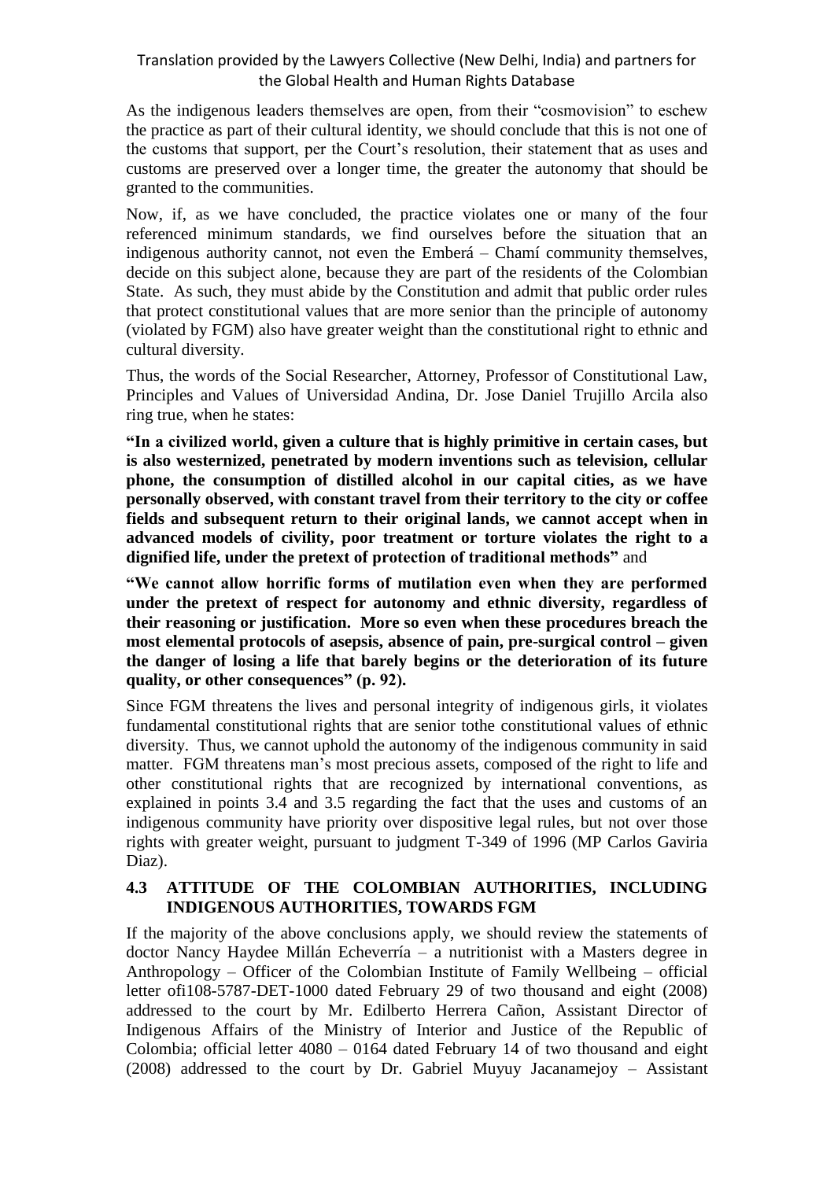As the indigenous leaders themselves are open, from their "cosmovision" to eschew the practice as part of their cultural identity, we should conclude that this is not one of the customs that support, per the Court's resolution, their statement that as uses and customs are preserved over a longer time, the greater the autonomy that should be granted to the communities.

Now, if, as we have concluded, the practice violates one or many of the four referenced minimum standards, we find ourselves before the situation that an indigenous authority cannot, not even the Emberá – Chamí community themselves, decide on this subject alone, because they are part of the residents of the Colombian State. As such, they must abide by the Constitution and admit that public order rules that protect constitutional values that are more senior than the principle of autonomy (violated by FGM) also have greater weight than the constitutional right to ethnic and cultural diversity.

Thus, the words of the Social Researcher, Attorney, Professor of Constitutional Law, Principles and Values of Universidad Andina, Dr. Jose Daniel Trujillo Arcila also ring true, when he states:

**"In a civilized world, given a culture that is highly primitive in certain cases, but is also westernized, penetrated by modern inventions such as television, cellular phone, the consumption of distilled alcohol in our capital cities, as we have personally observed, with constant travel from their territory to the city or coffee fields and subsequent return to their original lands, we cannot accept when in advanced models of civility, poor treatment or torture violates the right to a dignified life, under the pretext of protection of traditional methods"** and

**"We cannot allow horrific forms of mutilation even when they are performed under the pretext of respect for autonomy and ethnic diversity, regardless of their reasoning or justification. More so even when these procedures breach the most elemental protocols of asepsis, absence of pain, pre-surgical control – given the danger of losing a life that barely begins or the deterioration of its future quality, or other consequences" (p. 92).**

Since FGM threatens the lives and personal integrity of indigenous girls, it violates fundamental constitutional rights that are senior tothe constitutional values of ethnic diversity. Thus, we cannot uphold the autonomy of the indigenous community in said matter. FGM threatens man's most precious assets, composed of the right to life and other constitutional rights that are recognized by international conventions, as explained in points 3.4 and 3.5 regarding the fact that the uses and customs of an indigenous community have priority over dispositive legal rules, but not over those rights with greater weight, pursuant to judgment T-349 of 1996 (MP Carlos Gaviria Diaz).

### 4.3 ATTITUDE OF THE COLOMBIAN AUTHORITIES, INCLUDING INDIGENOUS AUTHORITIES, TOWARDS FGM

If the majority of the above conclusions apply, we should review the statements of doctor Nancy Haydee Millán Echeverría – a nutritionist with a Masters degree in Anthropology – Officer of the Colombian Institute of Family Wellbeing – official letter ofi108-5787-DET-1000 dated February 29 of two thousand and eight (2008) addressed to the court by Mr. Edilberto Herrera Cañon, Assistant Director of Indigenous Affairs of the Ministry of Interior and Justice of the Republic of Colombia; official letter 4080 – 0164 dated February 14 of two thousand and eight (2008) addressed to the court by Dr. Gabriel Muyuy Jacanamejoy – Assistant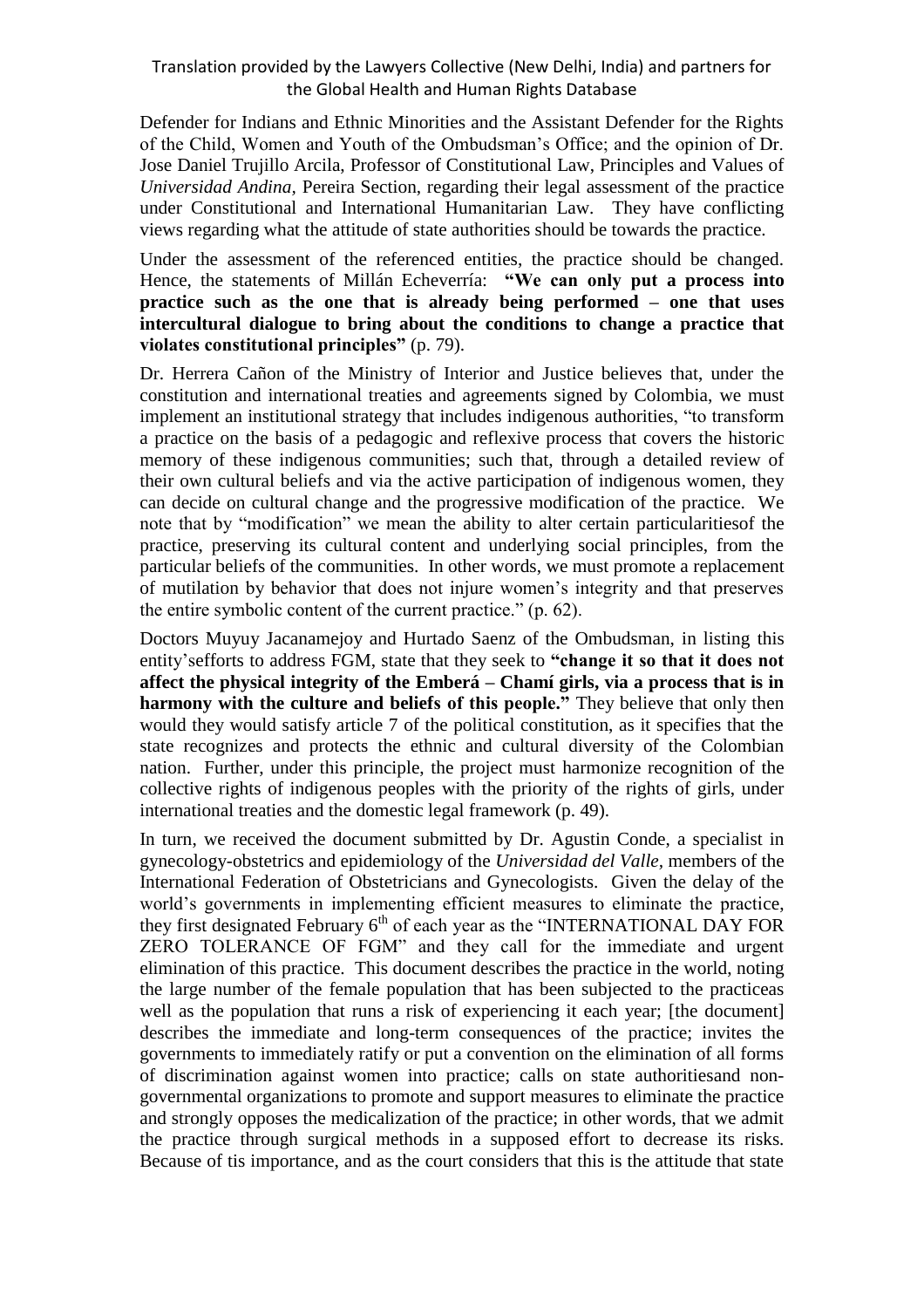Defender for Indians and Ethnic Minorities and the Assistant Defender for the Rights of the Child, Women and Youth of the Ombudsman's Office; and the opinion of Dr. Jose Daniel Trujillo Arcila, Professor of Constitutional Law, Principles and Values of *Universidad Andina*, Pereira Section, regarding their legal assessment of the practice under Constitutional and International Humanitarian Law. They have conflicting views regarding what the attitude of state authorities should be towards the practice.

Under the assessment of the referenced entities, the practice should be changed. Hence, the statements of Millán Echeverría: **"We can only put a process into practice such as the one that is already being performed – one that uses intercultural dialogue to bring about the conditions to change a practice that violates constitutional principles"** (p. 79).

Dr. Herrera Cañon of the Ministry of Interior and Justice believes that, under the constitution and international treaties and agreements signed by Colombia, we must implement an institutional strategy that includes indigenous authorities, "to transform a practice on the basis of a pedagogic and reflexive process that covers the historic memory of these indigenous communities; such that, through a detailed review of their own cultural beliefs and via the active participation of indigenous women, they can decide on cultural change and the progressive modification of the practice. We note that by "modification" we mean the ability to alter certain particularitiesof the practice, preserving its cultural content and underlying social principles, from the particular beliefs of the communities. In other words, we must promote a replacement of mutilation by behavior that does not injure women's integrity and that preserves the entire symbolic content of the current practice." (p. 62).

Doctors Muyuy Jacanamejoy and Hurtado Saenz of the Ombudsman, in listing this entity'sefforts to address FGM, state that they seek to **"change it so that it does not affect the physical integrity of the Emberá – Chamí girls, via a process that is in harmony with the culture and beliefs of this people."** They believe that only then would they would satisfy article 7 of the political constitution, as it specifies that the state recognizes and protects the ethnic and cultural diversity of the Colombian nation. Further, under this principle, the project must harmonize recognition of the collective rights of indigenous peoples with the priority of the rights of girls, under international treaties and the domestic legal framework (p. 49).

In turn, we received the document submitted by Dr. Agustin Conde, a specialist in gynecology-obstetrics and epidemiology of the *Universidad del Valle*, members of the International Federation of Obstetricians and Gynecologists. Given the delay of the world's governments in implementing efficient measures to eliminate the practice, they first designated February 6th of each year as the "INTERNATIONAL DAY FOR ZERO TOLERANCE OF FGM" and they call for the immediate and urgent elimination of this practice. This document describes the practice in the world, noting the large number of the female population that has been subjected to the practiceas well as the population that runs a risk of experiencing it each year; [the document] describes the immediate and long-term consequences of the practice; invites the governments to immediately ratify or put a convention on the elimination of all forms of discrimination against women into practice; calls on state authoritiesand non-governmental organizations to promote and support measures to eliminate the practice and strongly opposes the medicalization of the practice; in other words, that we admit the practice through surgical methods in a supposed effort to decrease its risks. Because of tis importance, and as the court considers that this is the attitude that state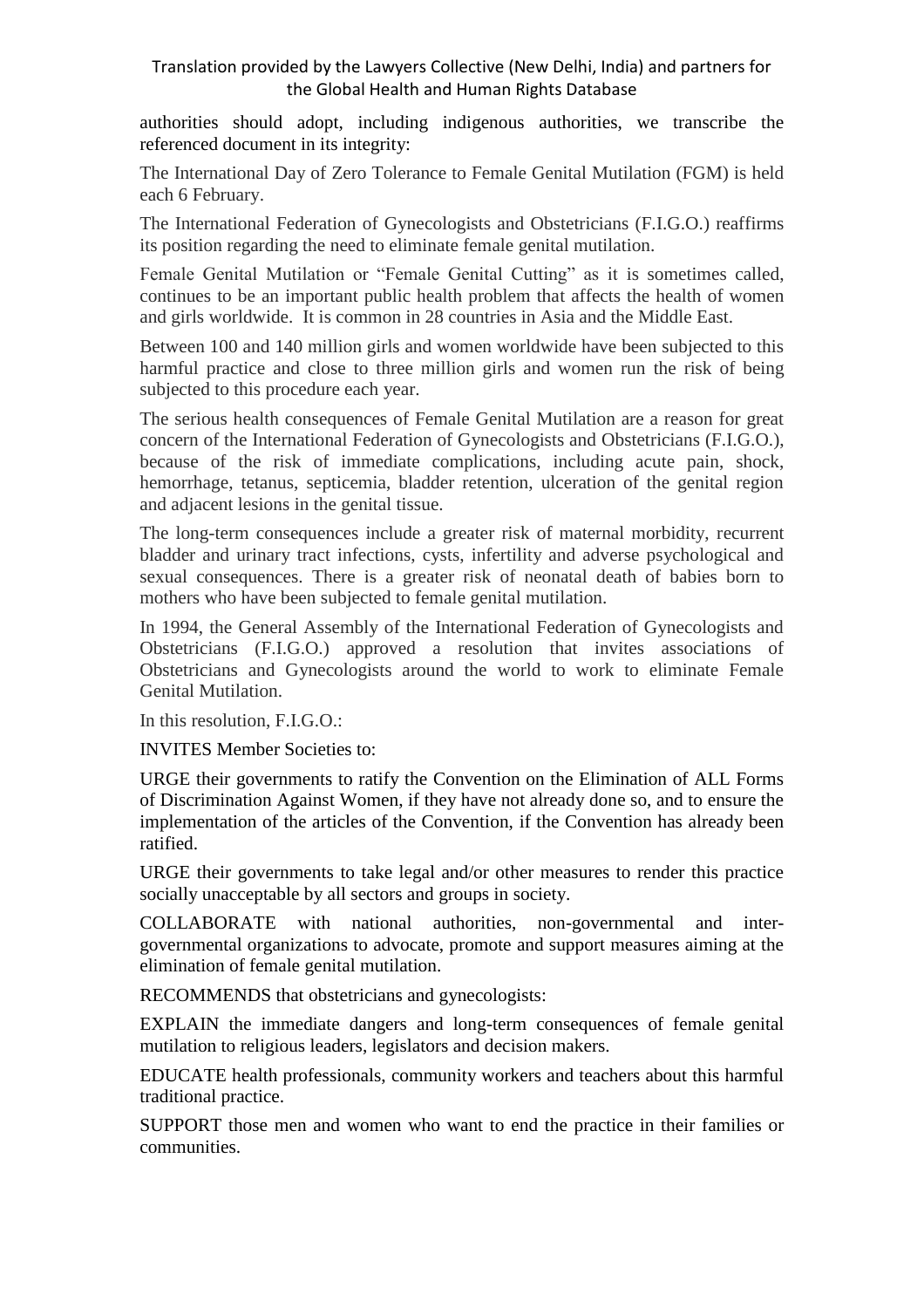authorities should adopt, including indigenous authorities, we transcribe the referenced document in its integrity:

The International Day of Zero Tolerance to Female Genital Mutilation (FGM) is held each 6 February.

The International Federation of Gynecologists and Obstetricians (F.I.G.O.) reaffirms its position regarding the need to eliminate female genital mutilation.

Female Genital Mutilation or "Female Genital Cutting" as it is sometimes called, continues to be an important public health problem that affects the health of women and girls worldwide. It is common in 28 countries in Asia and the Middle East.

Between 100 and 140 million girls and women worldwide have been subjected to this harmful practice and close to three million girls and women run the risk of being subjected to this procedure each year.

The serious health consequences of Female Genital Mutilation are a reason for great concern of the International Federation of Gynecologists and Obstetricians (F.I.G.O.), because of the risk of immediate complications, including acute pain, shock, hemorrhage, tetanus, septicemia, bladder retention, ulceration of the genital region and adjacent lesions in the genital tissue.

The long-term consequences include a greater risk of maternal morbidity, recurrent bladder and urinary tract infections, cysts, infertility and adverse psychological and sexual consequences. There is a greater risk of neonatal death of babies born to mothers who have been subjected to female genital mutilation.

In 1994, the General Assembly of the International Federation of Gynecologists and Obstetricians (F.I.G.O.) approved a resolution that invites associations of Obstetricians and Gynecologists around the world to work to eliminate Female Genital Mutilation.

In this resolution, F.I.G.O.:

INVITES Member Societies to:

URGE their governments to ratify the Convention on the Elimination of ALL Forms of Discrimination Against Women, if they have not already done so, and to ensure the implementation of the articles of the Convention, if the Convention has already been ratified.

URGE their governments to take legal and/or other measures to render this practice socially unacceptable by all sectors and groups in society.

COLLABORATE with national authorities, non-governmental and inter-governmental organizations to advocate, promote and support measures aiming at the elimination of female genital mutilation.

RECOMMENDS that obstetricians and gynecologists:

EXPLAIN the immediate dangers and long-term consequences of female genital mutilation to religious leaders, legislators and decision makers.

EDUCATE health professionals, community workers and teachers about this harmful traditional practice.

SUPPORT those men and women who want to end the practice in their families or communities.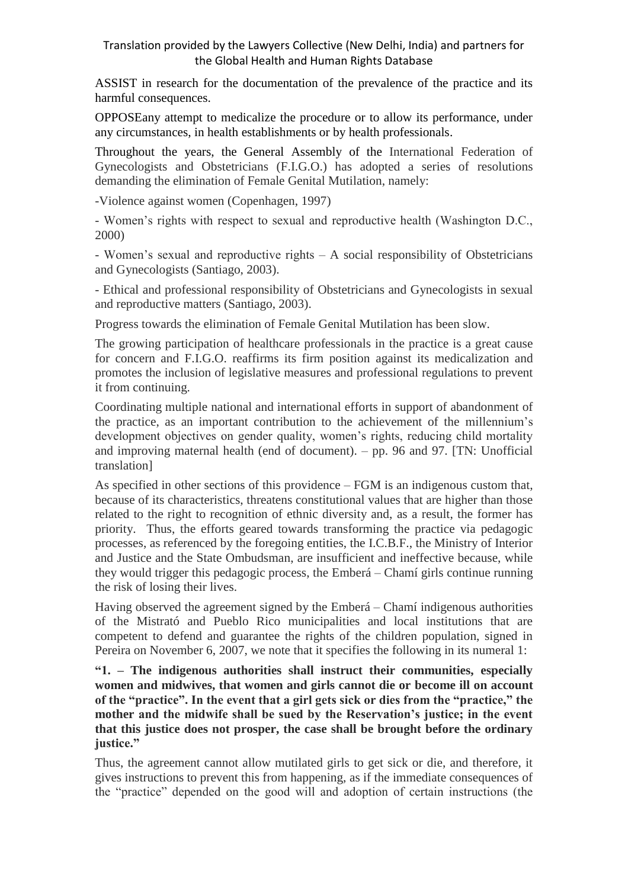ASSIST in research for the documentation of the prevalence of the practice and its harmful consequences.

OPPOSEany attempt to medicalize the procedure or to allow its performance, under any circumstances, in health establishments or by health professionals.

Throughout the years, the General Assembly of the International Federation of Gynecologists and Obstetricians (F.I.G.O.) has adopted a series of resolutions demanding the elimination of Female Genital Mutilation, namely:

-Violence against women (Copenhagen, 1997)

- Women's rights with respect to sexual and reproductive health (Washington D.C., 2000)

- Women's sexual and reproductive rights – A social responsibility of Obstetricians and Gynecologists (Santiago, 2003).

- Ethical and professional responsibility of Obstetricians and Gynecologists in sexual and reproductive matters (Santiago, 2003).

Progress towards the elimination of Female Genital Mutilation has been slow.

The growing participation of healthcare professionals in the practice is a great cause for concern and F.I.G.O. reaffirms its firm position against its medicalization and promotes the inclusion of legislative measures and professional regulations to prevent it from continuing.

Coordinating multiple national and international efforts in support of abandonment of the practice, as an important contribution to the achievement of the millennium's development objectives on gender quality, women's rights, reducing child mortality and improving maternal health (end of document). – pp. 96 and 97. [TN: Unofficial translation]

As specified in other sections of this providence – FGM is an indigenous custom that, because of its characteristics, threatens constitutional values that are higher than those related to the right to recognition of ethnic diversity and, as a result, the former has priority. Thus, the efforts geared towards transforming the practice via pedagogic processes, as referenced by the foregoing entities, the I.C.B.F., the Ministry of Interior and Justice and the State Ombudsman, are insufficient and ineffective because, while they would trigger this pedagogic process, the Emberá – Chamí girls continue running the risk of losing their lives.

Having observed the agreement signed by the Emberá – Chamí indigenous authorities of the Mistrató and Pueblo Rico municipalities and local institutions that are competent to defend and guarantee the rights of the children population, signed in Pereira on November 6, 2007, we note that it specifies the following in its numeral 1:

**"1. – The indigenous authorities shall instruct their communities, especially women and midwives, that women and girls cannot die or become ill on account of the "practice". In the event that a girl gets sick or dies from the "practice," the mother and the midwife shall be sued by the Reservation's justice; in the event that this justice does not prosper, the case shall be brought before the ordinary justice."**

Thus, the agreement cannot allow mutilated girls to get sick or die, and therefore, it gives instructions to prevent this from happening, as if the immediate consequences of the "practice" depended on the good will and adoption of certain instructions (the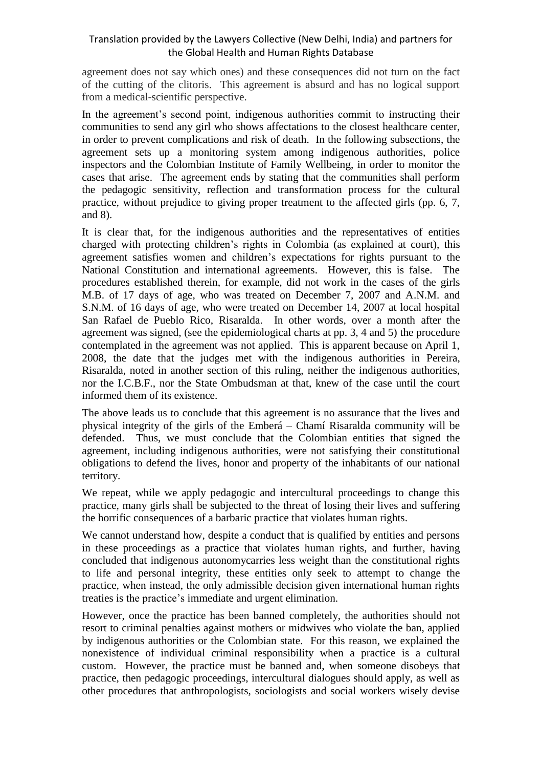agreement does not say which ones) and these consequences did not turn on the fact of the cutting of the clitoris. This agreement is absurd and has no logical support from a medical-scientific perspective.

In the agreement's second point, indigenous authorities commit to instructing their communities to send any girl who shows affectations to the closest healthcare center, in order to prevent complications and risk of death. In the following subsections, the agreement sets up a monitoring system among indigenous authorities, police inspectors and the Colombian Institute of Family Wellbeing, in order to monitor the cases that arise. The agreement ends by stating that the communities shall perform the pedagogic sensitivity, reflection and transformation process for the cultural practice, without prejudice to giving proper treatment to the affected girls (pp. 6, 7, and 8).

It is clear that, for the indigenous authorities and the representatives of entities charged with protecting children's rights in Colombia (as explained at court), this agreement satisfies women and children's expectations for rights pursuant to the National Constitution and international agreements. However, this is false. The procedures established therein, for example, did not work in the cases of the girls M.B. of 17 days of age, who was treated on December 7, 2007 and A.N.M. and S.N.M. of 16 days of age, who were treated on December 14, 2007 at local hospital San Rafael de Pueblo Rico, Risaralda. In other words, over a month after the agreement was signed, (see the epidemiological charts at pp. 3, 4 and 5) the procedure contemplated in the agreement was not applied. This is apparent because on April 1, 2008, the date that the judges met with the indigenous authorities in Pereira, Risaralda, noted in another section of this ruling, neither the indigenous authorities, nor the I.C.B.F., nor the State Ombudsman at that, knew of the case until the court informed them of its existence.

The above leads us to conclude that this agreement is no assurance that the lives and physical integrity of the girls of the Emberá – Chamí Risaralda community will be defended. Thus, we must conclude that the Colombian entities that signed the agreement, including indigenous authorities, were not satisfying their constitutional obligations to defend the lives, honor and property of the inhabitants of our national territory.

We repeat, while we apply pedagogic and intercultural proceedings to change this practice, many girls shall be subjected to the threat of losing their lives and suffering the horrific consequences of a barbaric practice that violates human rights.

We cannot understand how, despite a conduct that is qualified by entities and persons in these proceedings as a practice that violates human rights, and further, having concluded that indigenous autonomycarries less weight than the constitutional rights to life and personal integrity, these entities only seek to attempt to change the practice, when instead, the only admissible decision given international human rights treaties is the practice's immediate and urgent elimination.

However, once the practice has been banned completely, the authorities should not resort to criminal penalties against mothers or midwives who violate the ban, applied by indigenous authorities or the Colombian state. For this reason, we explained the nonexistence of individual criminal responsibility when a practice is a cultural custom. However, the practice must be banned and, when someone disobeys that practice, then pedagogic proceedings, intercultural dialogues should apply, as well as other procedures that anthropologists, sociologists and social workers wisely devise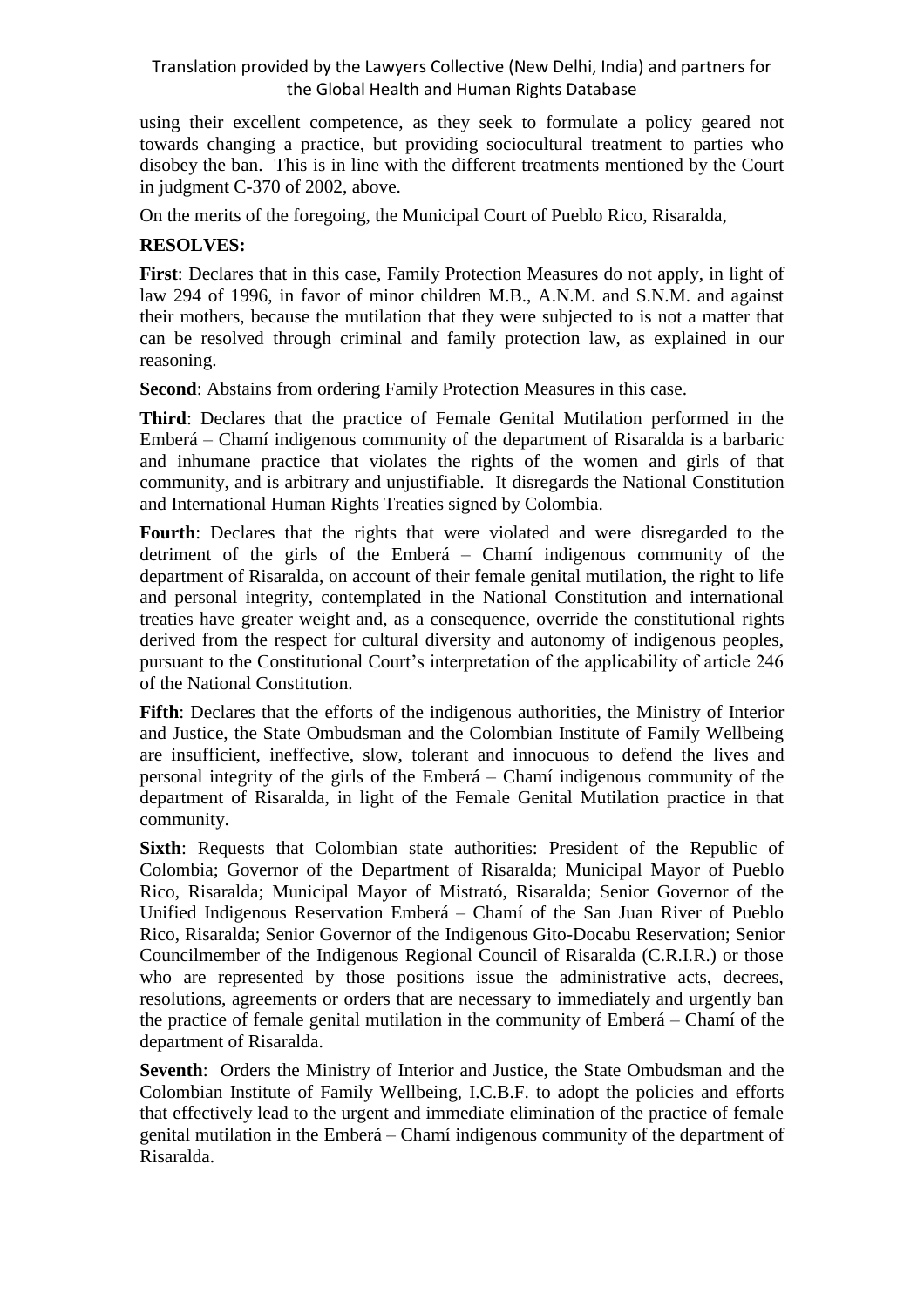using their excellent competence, as they seek to formulate a policy geared not towards changing a practice, but providing sociocultural treatment to parties who disobey the ban. This is in line with the different treatments mentioned by the Court in judgment C-370 of 2002, above.

On the merits of the foregoing, the Municipal Court of Pueblo Rico, Risaralda,

**RESOLVES:**

**First**: Declares that in this case, Family Protection Measures do not apply, in light of law 294 of 1996, in favor of minor children M.B., A.N.M. and S.N.M. and against their mothers, because the mutilation that they were subjected to is not a matter that can be resolved through criminal and family protection law, as explained in our reasoning.

**Second**: Abstains from ordering Family Protection Measures in this case.

**Third**: Declares that the practice of Female Genital Mutilation performed in the Emberá – Chamí indigenous community of the department of Risaralda is a barbaric and inhumane practice that violates the rights of the women and girls of that community, and is arbitrary and unjustifiable. It disregards the National Constitution and International Human Rights Treaties signed by Colombia.

**Fourth**: Declares that the rights that were violated and were disregarded to the detriment of the girls of the Emberá – Chamí indigenous community of the department of Risaralda, on account of their female genital mutilation, the right to life and personal integrity, contemplated in the National Constitution and international treaties have greater weight and, as a consequence, override the constitutional rights derived from the respect for cultural diversity and autonomy of indigenous peoples, pursuant to the Constitutional Court's interpretation of the applicability of article 246 of the National Constitution.

**Fifth**: Declares that the efforts of the indigenous authorities, the Ministry of Interior and Justice, the State Ombudsman and the Colombian Institute of Family Wellbeing are insufficient, ineffective, slow, tolerant and innocuous to defend the lives and personal integrity of the girls of the Emberá – Chamí indigenous community of the department of Risaralda, in light of the Female Genital Mutilation practice in that community.

**Sixth**: Requests that Colombian state authorities: President of the Republic of Colombia; Governor of the Department of Risaralda; Municipal Mayor of Pueblo Rico, Risaralda; Municipal Mayor of Mistrató, Risaralda; Senior Governor of the Unified Indigenous Reservation Emberá – Chamí of the San Juan River of Pueblo Rico, Risaralda; Senior Governor of the Indigenous Gito-Docabu Reservation; Senior Councilmember of the Indigenous Regional Council of Risaralda (C.R.I.R.) or those who are represented by those positions issue the administrative acts, decrees, resolutions, agreements or orders that are necessary to immediately and urgently ban the practice of female genital mutilation in the community of Emberá – Chamí of the department of Risaralda.

**Seventh**: Orders the Ministry of Interior and Justice, the State Ombudsman and the Colombian Institute of Family Wellbeing, I.C.B.F. to adopt the policies and efforts that effectively lead to the urgent and immediate elimination of the practice of female genital mutilation in the Emberá – Chamí indigenous community of the department of Risaralda.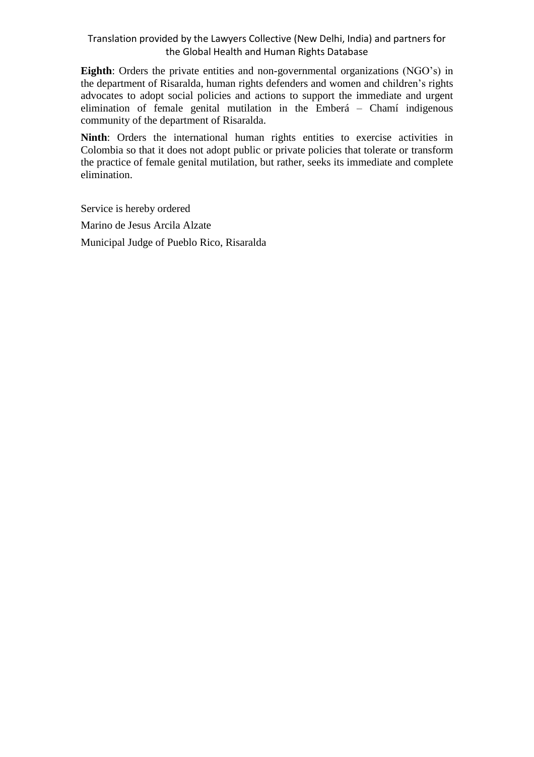**Eighth**: Orders the private entities and non-governmental organizations (NGO's) in the department of Risaralda, human rights defenders and women and children's rights advocates to adopt social policies and actions to support the immediate and urgent elimination of female genital mutilation in the Emberá – Chamí indigenous community of the department of Risaralda.

**Ninth**: Orders the international human rights entities to exercise activities in Colombia so that it does not adopt public or private policies that tolerate or transform the practice of female genital mutilation, but rather, seeks its immediate and complete elimination.

Service is hereby ordered

Marino de Jesus Arcila Alzate

Municipal Judge of Pueblo Rico, Risaralda